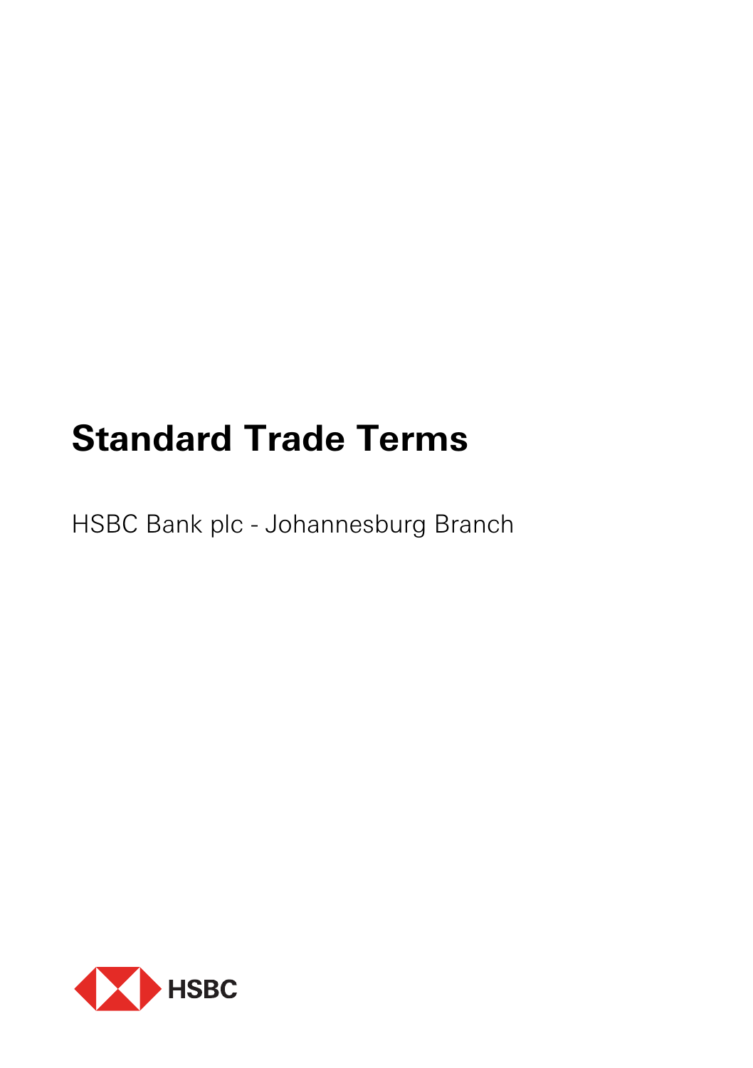# Standard Trade Terms

HSBC Bank plc - Johannesburg Branch

HSBC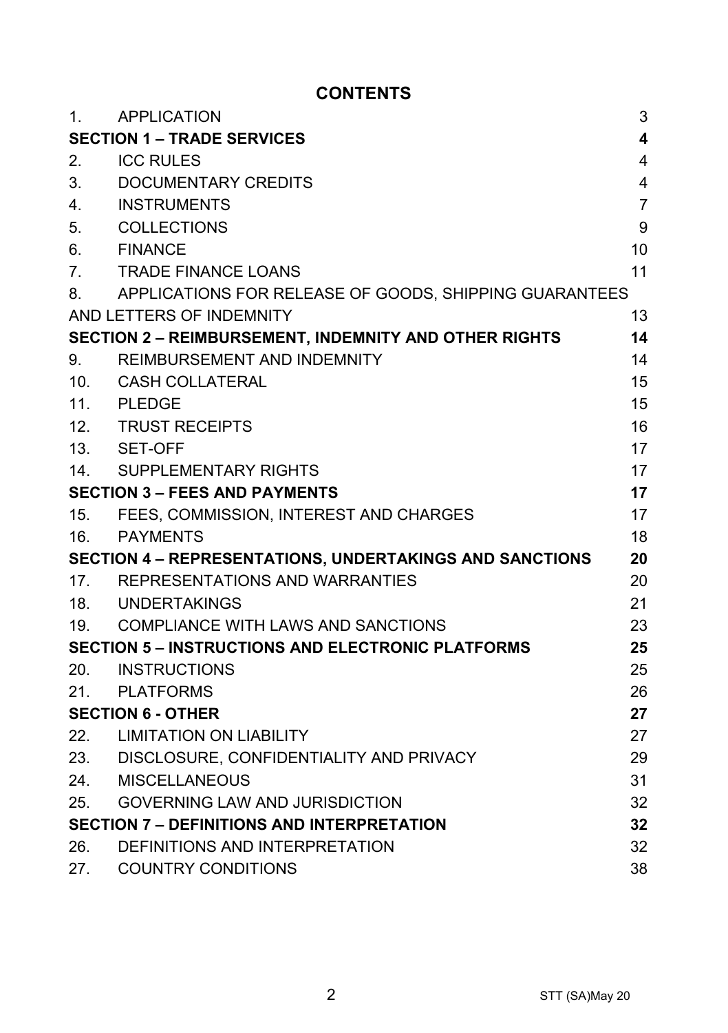# CONTENTS

| | | |
|---|---|---|
| 1. | APPLICATION | 3 |
| **SECTION 1 – TRADE SERVICES** | | **4** |
| 2. | ICC RULES | 4 |
| 3. | DOCUMENTARY CREDITS | 4 |
| 4. | INSTRUMENTS | 7 |
| 5. | COLLECTIONS | 9 |
| 6. | FINANCE | 10 |
| 7. | TRADE FINANCE LOANS | 11 |
| 8. | APPLICATIONS FOR RELEASE OF GOODS, SHIPPING GUARANTEES AND LETTERS OF INDEMNITY | 13 |
| **SECTION 2 – REIMBURSEMENT, INDEMNITY AND OTHER RIGHTS** | | **14** |
| 9. | REIMBURSEMENT AND INDEMNITY | 14 |
| 10. | CASH COLLATERAL | 15 |
| 11. | PLEDGE | 15 |
| 12. | TRUST RECEIPTS | 16 |
| 13. | SET-OFF | 17 |
| 14. | SUPPLEMENTARY RIGHTS | 17 |
| **SECTION 3 – FEES AND PAYMENTS** | | **17** |
| 15. | FEES, COMMISSION, INTEREST AND CHARGES | 17 |
| 16. | PAYMENTS | 18 |
| **SECTION 4 – REPRESENTATIONS, UNDERTAKINGS AND SANCTIONS** | | **20** |
| 17. | REPRESENTATIONS AND WARRANTIES | 20 |
| 18. | UNDERTAKINGS | 21 |
| 19. | COMPLIANCE WITH LAWS AND SANCTIONS | 23 |
| **SECTION 5 – INSTRUCTIONS AND ELECTRONIC PLATFORMS** | | **25** |
| 20. | INSTRUCTIONS | 25 |
| 21. | PLATFORMS | 26 |
| **SECTION 6 - OTHER** | | **27** |
| 22. | LIMITATION ON LIABILITY | 27 |
| 23. | DISCLOSURE, CONFIDENTIALITY AND PRIVACY | 29 |
| 24. | MISCELLANEOUS | 31 |
| 25. | GOVERNING LAW AND JURISDICTION | 32 |
| **SECTION 7 – DEFINITIONS AND INTERPRETATION** | | **32** |
| 26. | DEFINITIONS AND INTERPRETATION | 32 |
| 27. | COUNTRY CONDITIONS | 38 |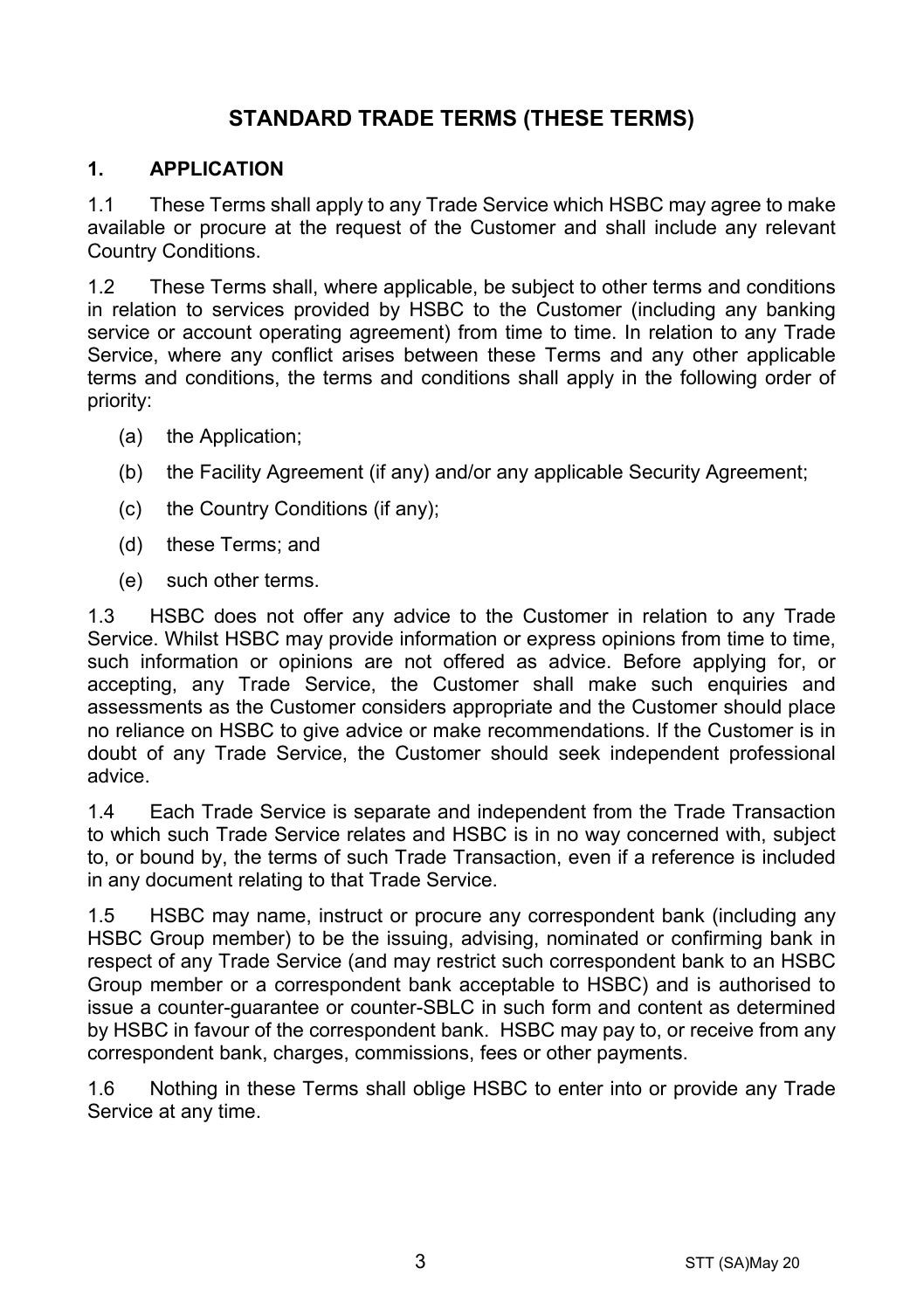# STANDARD TRADE TERMS (THESE TERMS)

## 1. APPLICATION

1.1 These Terms shall apply to any Trade Service which HSBC may agree to make available or procure at the request of the Customer and shall include any relevant Country Conditions.

1.2 These Terms shall, where applicable, be subject to other terms and conditions in relation to services provided by HSBC to the Customer (including any banking service or account operating agreement) from time to time. In relation to any Trade Service, where any conflict arises between these Terms and any other applicable terms and conditions, the terms and conditions shall apply in the following order of priority:

(a) the Application;

(b) the Facility Agreement (if any) and/or any applicable Security Agreement;

(c) the Country Conditions (if any);

(d) these Terms; and

(e) such other terms.

1.3 HSBC does not offer any advice to the Customer in relation to any Trade Service. Whilst HSBC may provide information or express opinions from time to time, such information or opinions are not offered as advice. Before applying for, or accepting, any Trade Service, the Customer shall make such enquiries and assessments as the Customer considers appropriate and the Customer should place no reliance on HSBC to give advice or make recommendations. If the Customer is in doubt of any Trade Service, the Customer should seek independent professional advice.

1.4 Each Trade Service is separate and independent from the Trade Transaction to which such Trade Service relates and HSBC is in no way concerned with, subject to, or bound by, the terms of such Trade Transaction, even if a reference is included in any document relating to that Trade Service.

1.5 HSBC may name, instruct or procure any correspondent bank (including any HSBC Group member) to be the issuing, advising, nominated or confirming bank in respect of any Trade Service (and may restrict such correspondent bank to an HSBC Group member or a correspondent bank acceptable to HSBC) and is authorised to issue a counter-guarantee or counter-SBLC in such form and content as determined by HSBC in favour of the correspondent bank. HSBC may pay to, or receive from any correspondent bank, charges, commissions, fees or other payments.

1.6 Nothing in these Terms shall oblige HSBC to enter into or provide any Trade Service at any time.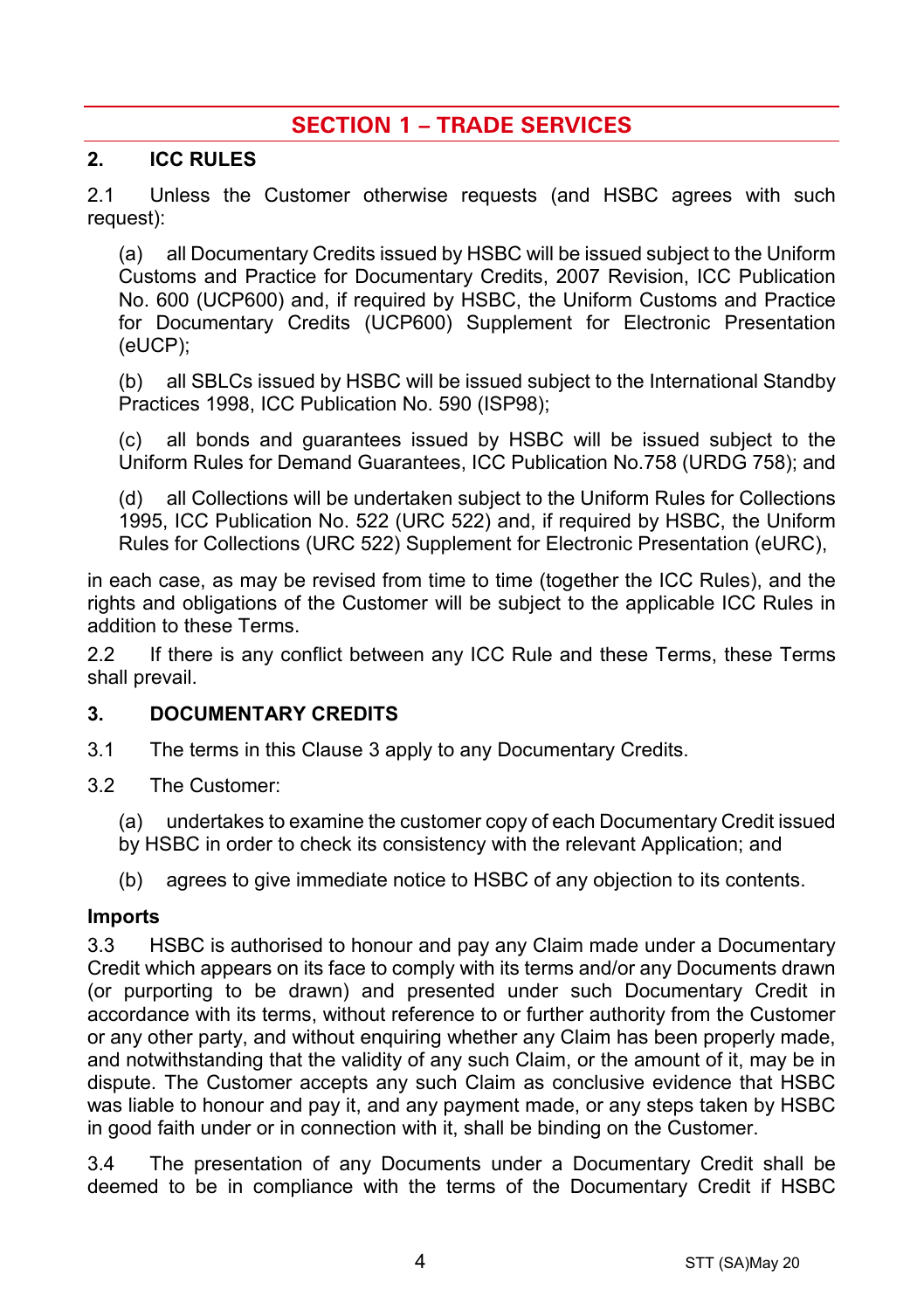# SECTION 1 – TRADE SERVICES

## 2. ICC RULES

2.1 Unless the Customer otherwise requests (and HSBC agrees with such request):

(a) all Documentary Credits issued by HSBC will be issued subject to the Uniform Customs and Practice for Documentary Credits, 2007 Revision, ICC Publication No. 600 (UCP600) and, if required by HSBC, the Uniform Customs and Practice for Documentary Credits (UCP600) Supplement for Electronic Presentation (eUCP);

(b) all SBLCs issued by HSBC will be issued subject to the International Standby Practices 1998, ICC Publication No. 590 (ISP98);

(c) all bonds and guarantees issued by HSBC will be issued subject to the Uniform Rules for Demand Guarantees, ICC Publication No.758 (URDG 758); and

(d) all Collections will be undertaken subject to the Uniform Rules for Collections 1995, ICC Publication No. 522 (URC 522) and, if required by HSBC, the Uniform Rules for Collections (URC 522) Supplement for Electronic Presentation (eURC),

in each case, as may be revised from time to time (together the ICC Rules), and the rights and obligations of the Customer will be subject to the applicable ICC Rules in addition to these Terms.

2.2 If there is any conflict between any ICC Rule and these Terms, these Terms shall prevail.

## 3. DOCUMENTARY CREDITS

3.1 The terms in this Clause 3 apply to any Documentary Credits.

3.2 The Customer:

(a) undertakes to examine the customer copy of each Documentary Credit issued by HSBC in order to check its consistency with the relevant Application; and

(b) agrees to give immediate notice to HSBC of any objection to its contents.

### Imports

3.3 HSBC is authorised to honour and pay any Claim made under a Documentary Credit which appears on its face to comply with its terms and/or any Documents drawn (or purporting to be drawn) and presented under such Documentary Credit in accordance with its terms, without reference to or further authority from the Customer or any other party, and without enquiring whether any Claim has been properly made, and notwithstanding that the validity of any such Claim, or the amount of it, may be in dispute. The Customer accepts any such Claim as conclusive evidence that HSBC was liable to honour and pay it, and any payment made, or any steps taken by HSBC in good faith under or in connection with it, shall be binding on the Customer.

3.4 The presentation of any Documents under a Documentary Credit shall be deemed to be in compliance with the terms of the Documentary Credit if HSBC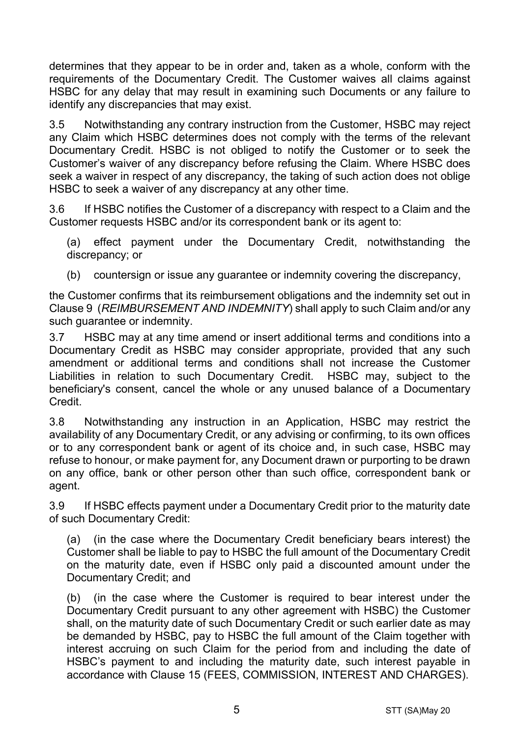determines that they appear to be in order and, taken as a whole, conform with the requirements of the Documentary Credit. The Customer waives all claims against HSBC for any delay that may result in examining such Documents or any failure to identify any discrepancies that may exist.

3.5 Notwithstanding any contrary instruction from the Customer, HSBC may reject any Claim which HSBC determines does not comply with the terms of the relevant Documentary Credit. HSBC is not obliged to notify the Customer or to seek the Customer's waiver of any discrepancy before refusing the Claim. Where HSBC does seek a waiver in respect of any discrepancy, the taking of such action does not oblige HSBC to seek a waiver of any discrepancy at any other time.

3.6 If HSBC notifies the Customer of a discrepancy with respect to a Claim and the Customer requests HSBC and/or its correspondent bank or its agent to:

(a) effect payment under the Documentary Credit, notwithstanding the discrepancy; or

(b) countersign or issue any guarantee or indemnity covering the discrepancy,

the Customer confirms that its reimbursement obligations and the indemnity set out in Clause 9 (*REIMBURSEMENT AND INDEMNITY*) shall apply to such Claim and/or any such guarantee or indemnity.

3.7 HSBC may at any time amend or insert additional terms and conditions into a Documentary Credit as HSBC may consider appropriate, provided that any such amendment or additional terms and conditions shall not increase the Customer Liabilities in relation to such Documentary Credit. HSBC may, subject to the beneficiary's consent, cancel the whole or any unused balance of a Documentary Credit.

3.8 Notwithstanding any instruction in an Application, HSBC may restrict the availability of any Documentary Credit, or any advising or confirming, to its own offices or to any correspondent bank or agent of its choice and, in such case, HSBC may refuse to honour, or make payment for, any Document drawn or purporting to be drawn on any office, bank or other person other than such office, correspondent bank or agent.

3.9 If HSBC effects payment under a Documentary Credit prior to the maturity date of such Documentary Credit:

(a) (in the case where the Documentary Credit beneficiary bears interest) the Customer shall be liable to pay to HSBC the full amount of the Documentary Credit on the maturity date, even if HSBC only paid a discounted amount under the Documentary Credit; and

(b) (in the case where the Customer is required to bear interest under the Documentary Credit pursuant to any other agreement with HSBC) the Customer shall, on the maturity date of such Documentary Credit or such earlier date as may be demanded by HSBC, pay to HSBC the full amount of the Claim together with interest accruing on such Claim for the period from and including the date of HSBC's payment to and including the maturity date, such interest payable in accordance with Clause 15 (FEES, COMMISSION, INTEREST AND CHARGES).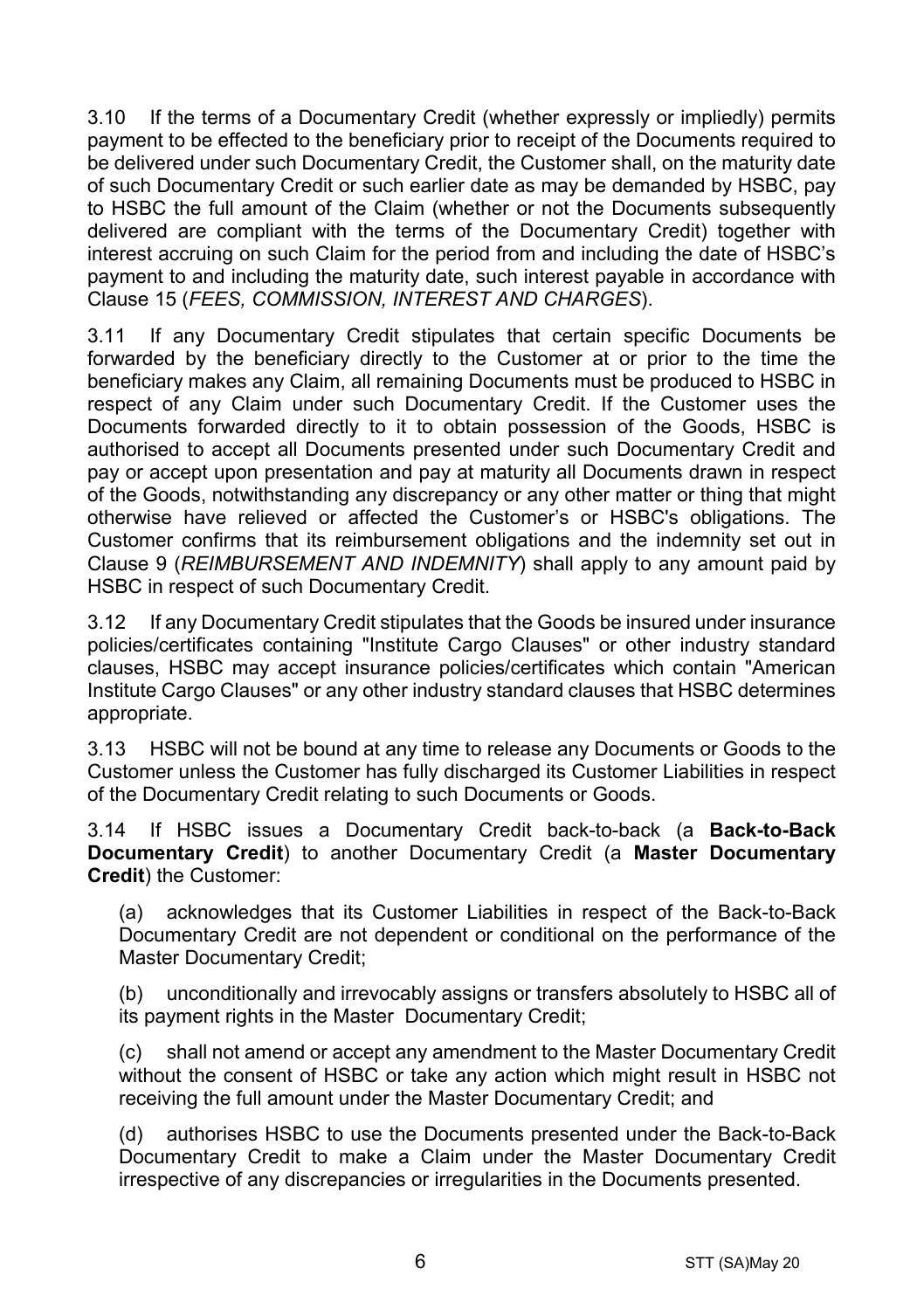3.10 If the terms of a Documentary Credit (whether expressly or impliedly) permits payment to be effected to the beneficiary prior to receipt of the Documents required to be delivered under such Documentary Credit, the Customer shall, on the maturity date of such Documentary Credit or such earlier date as may be demanded by HSBC, pay to HSBC the full amount of the Claim (whether or not the Documents subsequently delivered are compliant with the terms of the Documentary Credit) together with interest accruing on such Claim for the period from and including the date of HSBC's payment to and including the maturity date, such interest payable in accordance with Clause 15 (*FEES, COMMISSION, INTEREST AND CHARGES*).

3.11 If any Documentary Credit stipulates that certain specific Documents be forwarded by the beneficiary directly to the Customer at or prior to the time the beneficiary makes any Claim, all remaining Documents must be produced to HSBC in respect of any Claim under such Documentary Credit. If the Customer uses the Documents forwarded directly to it to obtain possession of the Goods, HSBC is authorised to accept all Documents presented under such Documentary Credit and pay or accept upon presentation and pay at maturity all Documents drawn in respect of the Goods, notwithstanding any discrepancy or any other matter or thing that might otherwise have relieved or affected the Customer's or HSBC's obligations. The Customer confirms that its reimbursement obligations and the indemnity set out in Clause 9 (*REIMBURSEMENT AND INDEMNITY*) shall apply to any amount paid by HSBC in respect of such Documentary Credit.

3.12 If any Documentary Credit stipulates that the Goods be insured under insurance policies/certificates containing "Institute Cargo Clauses" or other industry standard clauses, HSBC may accept insurance policies/certificates which contain "American Institute Cargo Clauses" or any other industry standard clauses that HSBC determines appropriate.

3.13 HSBC will not be bound at any time to release any Documents or Goods to the Customer unless the Customer has fully discharged its Customer Liabilities in respect of the Documentary Credit relating to such Documents or Goods.

3.14 If HSBC issues a Documentary Credit back-to-back (a **Back-to-Back Documentary Credit**) to another Documentary Credit (a **Master Documentary Credit**) the Customer:

(a) acknowledges that its Customer Liabilities in respect of the Back-to-Back Documentary Credit are not dependent or conditional on the performance of the Master Documentary Credit;

(b) unconditionally and irrevocably assigns or transfers absolutely to HSBC all of its payment rights in the Master Documentary Credit;

(c) shall not amend or accept any amendment to the Master Documentary Credit without the consent of HSBC or take any action which might result in HSBC not receiving the full amount under the Master Documentary Credit; and

(d) authorises HSBC to use the Documents presented under the Back-to-Back Documentary Credit to make a Claim under the Master Documentary Credit irrespective of any discrepancies or irregularities in the Documents presented.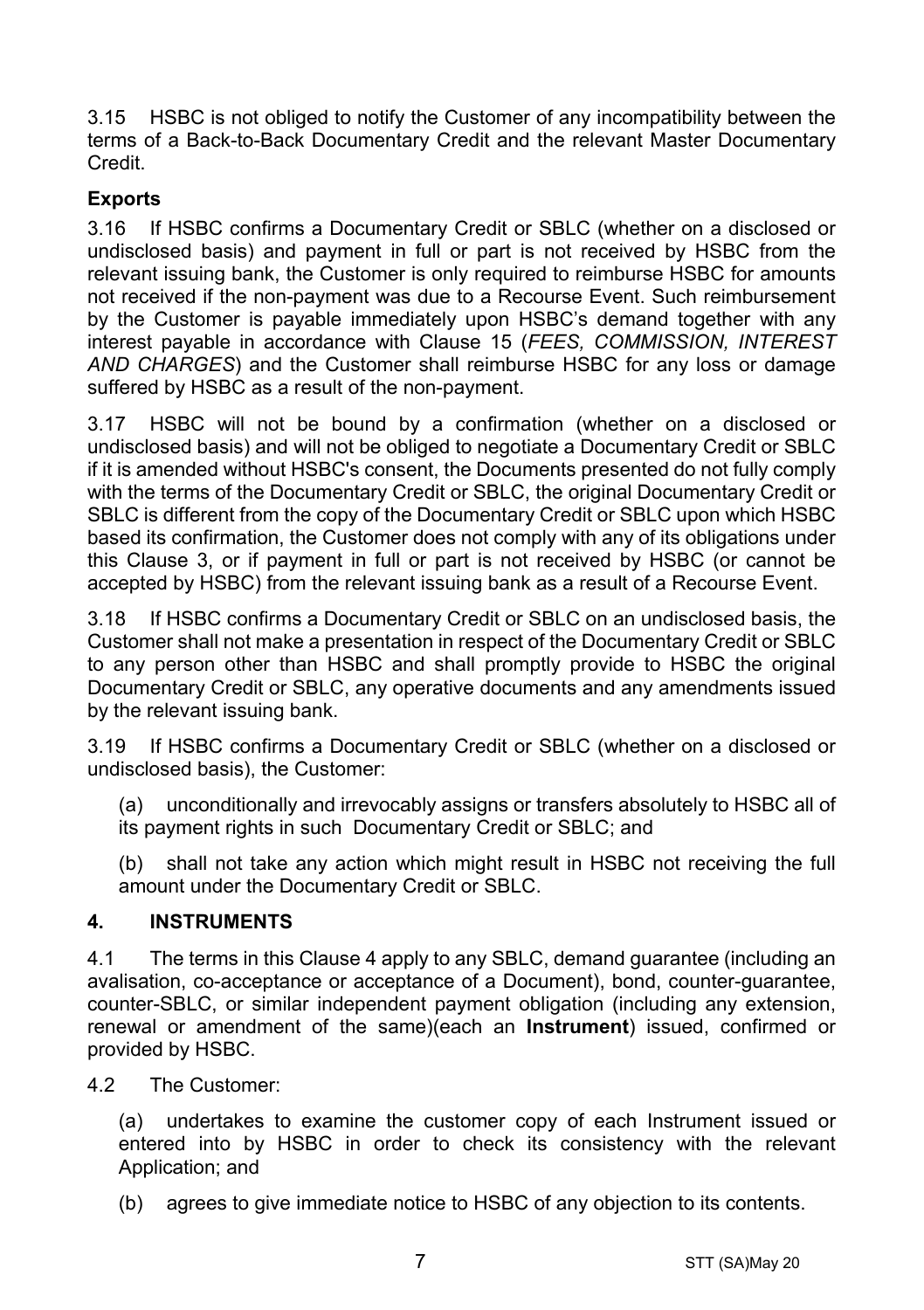3.15 HSBC is not obliged to notify the Customer of any incompatibility between the terms of a Back-to-Back Documentary Credit and the relevant Master Documentary Credit.

**Exports**

3.16 If HSBC confirms a Documentary Credit or SBLC (whether on a disclosed or undisclosed basis) and payment in full or part is not received by HSBC from the relevant issuing bank, the Customer is only required to reimburse HSBC for amounts not received if the non-payment was due to a Recourse Event. Such reimbursement by the Customer is payable immediately upon HSBC's demand together with any interest payable in accordance with Clause 15 (*FEES, COMMISSION, INTEREST AND CHARGES*) and the Customer shall reimburse HSBC for any loss or damage suffered by HSBC as a result of the non-payment.

3.17 HSBC will not be bound by a confirmation (whether on a disclosed or undisclosed basis) and will not be obliged to negotiate a Documentary Credit or SBLC if it is amended without HSBC's consent, the Documents presented do not fully comply with the terms of the Documentary Credit or SBLC, the original Documentary Credit or SBLC is different from the copy of the Documentary Credit or SBLC upon which HSBC based its confirmation, the Customer does not comply with any of its obligations under this Clause 3, or if payment in full or part is not received by HSBC (or cannot be accepted by HSBC) from the relevant issuing bank as a result of a Recourse Event.

3.18 If HSBC confirms a Documentary Credit or SBLC on an undisclosed basis, the Customer shall not make a presentation in respect of the Documentary Credit or SBLC to any person other than HSBC and shall promptly provide to HSBC the original Documentary Credit or SBLC, any operative documents and any amendments issued by the relevant issuing bank.

3.19 If HSBC confirms a Documentary Credit or SBLC (whether on a disclosed or undisclosed basis), the Customer:

(a) unconditionally and irrevocably assigns or transfers absolutely to HSBC all of its payment rights in such Documentary Credit or SBLC; and

(b) shall not take any action which might result in HSBC not receiving the full amount under the Documentary Credit or SBLC.

## 4. INSTRUMENTS

4.1 The terms in this Clause 4 apply to any SBLC, demand guarantee (including an avalisation, co-acceptance or acceptance of a Document), bond, counter-guarantee, counter-SBLC, or similar independent payment obligation (including any extension, renewal or amendment of the same)(each an **Instrument**) issued, confirmed or provided by HSBC.

4.2 The Customer:

(a) undertakes to examine the customer copy of each Instrument issued or entered into by HSBC in order to check its consistency with the relevant Application; and

(b) agrees to give immediate notice to HSBC of any objection to its contents.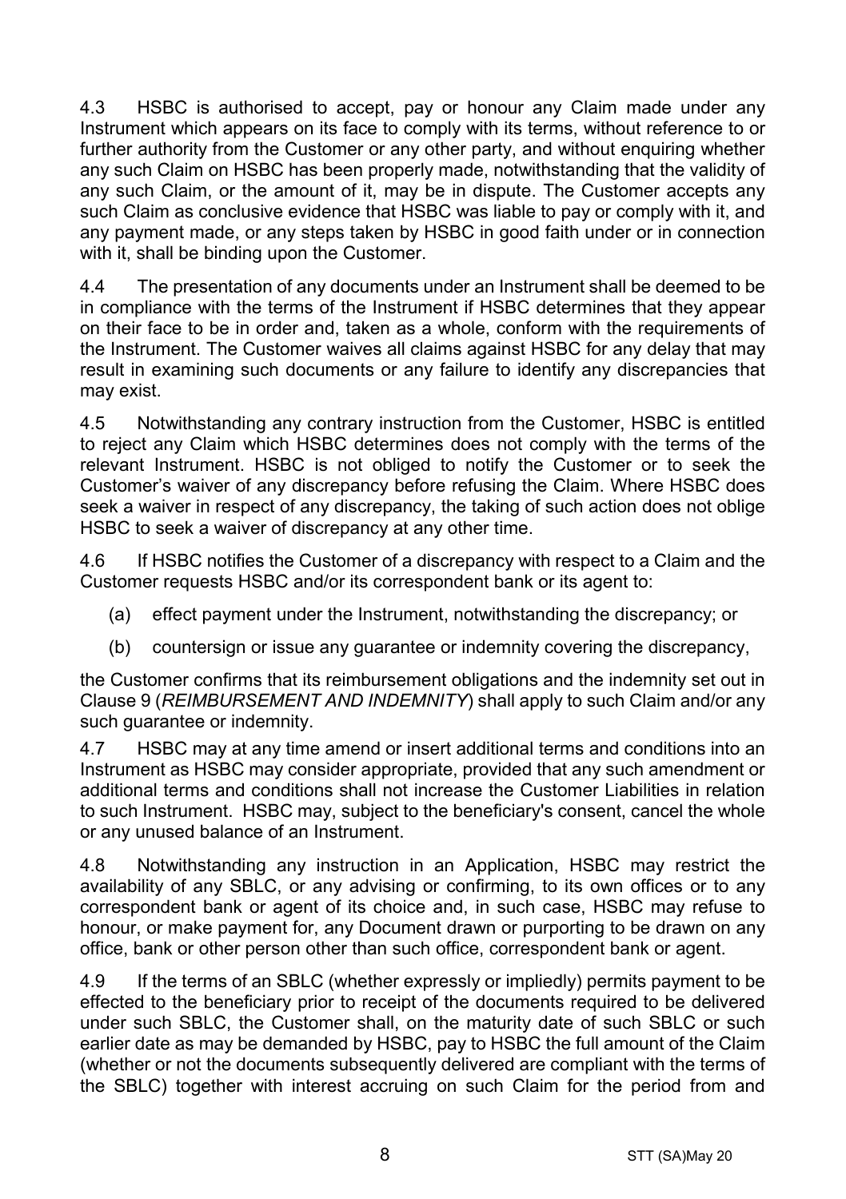4.3 HSBC is authorised to accept, pay or honour any Claim made under any Instrument which appears on its face to comply with its terms, without reference to or further authority from the Customer or any other party, and without enquiring whether any such Claim on HSBC has been properly made, notwithstanding that the validity of any such Claim, or the amount of it, may be in dispute. The Customer accepts any such Claim as conclusive evidence that HSBC was liable to pay or comply with it, and any payment made, or any steps taken by HSBC in good faith under or in connection with it, shall be binding upon the Customer.

4.4 The presentation of any documents under an Instrument shall be deemed to be in compliance with the terms of the Instrument if HSBC determines that they appear on their face to be in order and, taken as a whole, conform with the requirements of the Instrument. The Customer waives all claims against HSBC for any delay that may result in examining such documents or any failure to identify any discrepancies that may exist.

4.5 Notwithstanding any contrary instruction from the Customer, HSBC is entitled to reject any Claim which HSBC determines does not comply with the terms of the relevant Instrument. HSBC is not obliged to notify the Customer or to seek the Customer's waiver of any discrepancy before refusing the Claim. Where HSBC does seek a waiver in respect of any discrepancy, the taking of such action does not oblige HSBC to seek a waiver of discrepancy at any other time.

4.6 If HSBC notifies the Customer of a discrepancy with respect to a Claim and the Customer requests HSBC and/or its correspondent bank or its agent to:

(a) effect payment under the Instrument, notwithstanding the discrepancy; or

(b) countersign or issue any guarantee or indemnity covering the discrepancy,

the Customer confirms that its reimbursement obligations and the indemnity set out in Clause 9 (*REIMBURSEMENT AND INDEMNITY*) shall apply to such Claim and/or any such guarantee or indemnity.

4.7 HSBC may at any time amend or insert additional terms and conditions into an Instrument as HSBC may consider appropriate, provided that any such amendment or additional terms and conditions shall not increase the Customer Liabilities in relation to such Instrument. HSBC may, subject to the beneficiary's consent, cancel the whole or any unused balance of an Instrument.

4.8 Notwithstanding any instruction in an Application, HSBC may restrict the availability of any SBLC, or any advising or confirming, to its own offices or to any correspondent bank or agent of its choice and, in such case, HSBC may refuse to honour, or make payment for, any Document drawn or purporting to be drawn on any office, bank or other person other than such office, correspondent bank or agent.

4.9 If the terms of an SBLC (whether expressly or impliedly) permits payment to be effected to the beneficiary prior to receipt of the documents required to be delivered under such SBLC, the Customer shall, on the maturity date of such SBLC or such earlier date as may be demanded by HSBC, pay to HSBC the full amount of the Claim (whether or not the documents subsequently delivered are compliant with the terms of the SBLC) together with interest accruing on such Claim for the period from and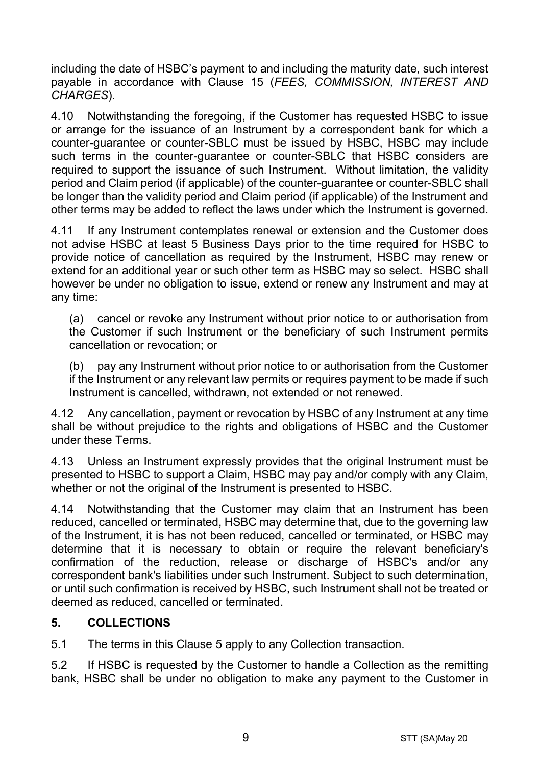including the date of HSBC's payment to and including the maturity date, such interest payable in accordance with Clause 15 (*FEES, COMMISSION, INTEREST AND CHARGES*).

4.10 Notwithstanding the foregoing, if the Customer has requested HSBC to issue or arrange for the issuance of an Instrument by a correspondent bank for which a counter-guarantee or counter-SBLC must be issued by HSBC, HSBC may include such terms in the counter-guarantee or counter-SBLC that HSBC considers are required to support the issuance of such Instrument. Without limitation, the validity period and Claim period (if applicable) of the counter-guarantee or counter-SBLC shall be longer than the validity period and Claim period (if applicable) of the Instrument and other terms may be added to reflect the laws under which the Instrument is governed.

4.11 If any Instrument contemplates renewal or extension and the Customer does not advise HSBC at least 5 Business Days prior to the time required for HSBC to provide notice of cancellation as required by the Instrument, HSBC may renew or extend for an additional year or such other term as HSBC may so select. HSBC shall however be under no obligation to issue, extend or renew any Instrument and may at any time:

(a) cancel or revoke any Instrument without prior notice to or authorisation from the Customer if such Instrument or the beneficiary of such Instrument permits cancellation or revocation; or

(b) pay any Instrument without prior notice to or authorisation from the Customer if the Instrument or any relevant law permits or requires payment to be made if such Instrument is cancelled, withdrawn, not extended or not renewed.

4.12 Any cancellation, payment or revocation by HSBC of any Instrument at any time shall be without prejudice to the rights and obligations of HSBC and the Customer under these Terms.

4.13 Unless an Instrument expressly provides that the original Instrument must be presented to HSBC to support a Claim, HSBC may pay and/or comply with any Claim, whether or not the original of the Instrument is presented to HSBC.

4.14 Notwithstanding that the Customer may claim that an Instrument has been reduced, cancelled or terminated, HSBC may determine that, due to the governing law of the Instrument, it is has not been reduced, cancelled or terminated, or HSBC may determine that it is necessary to obtain or require the relevant beneficiary's confirmation of the reduction, release or discharge of HSBC's and/or any correspondent bank's liabilities under such Instrument. Subject to such determination, or until such confirmation is received by HSBC, such Instrument shall not be treated or deemed as reduced, cancelled or terminated.

## 5. COLLECTIONS

5.1 The terms in this Clause 5 apply to any Collection transaction.

5.2 If HSBC is requested by the Customer to handle a Collection as the remitting bank, HSBC shall be under no obligation to make any payment to the Customer in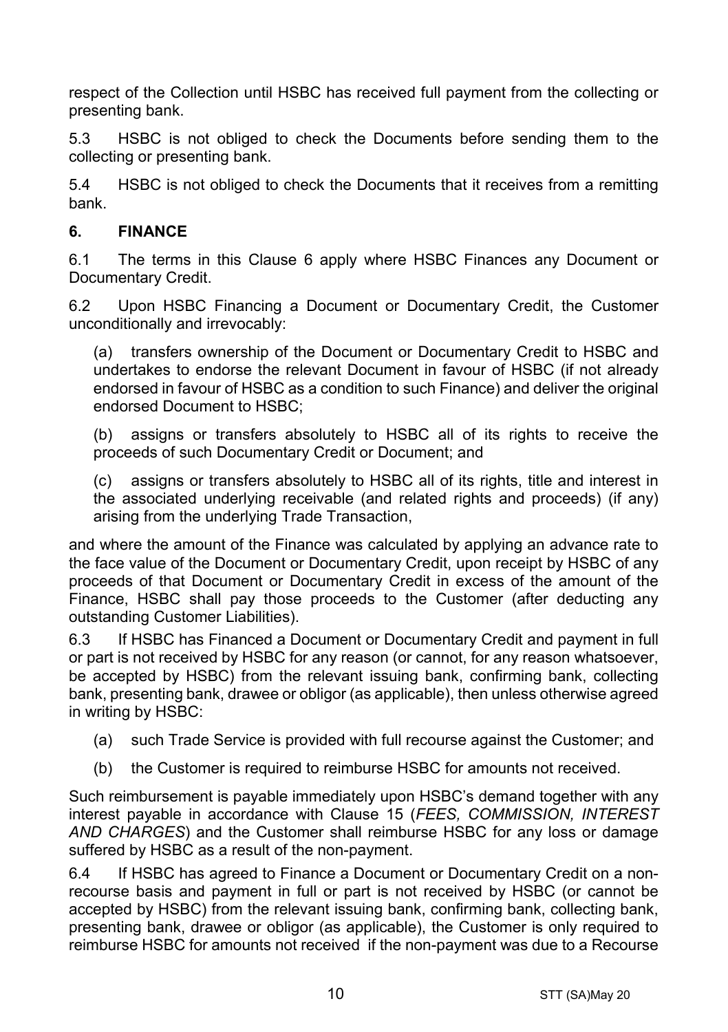respect of the Collection until HSBC has received full payment from the collecting or presenting bank.

5.3 HSBC is not obliged to check the Documents before sending them to the collecting or presenting bank.

5.4 HSBC is not obliged to check the Documents that it receives from a remitting bank.

## 6. FINANCE

6.1 The terms in this Clause 6 apply where HSBC Finances any Document or Documentary Credit.

6.2 Upon HSBC Financing a Document or Documentary Credit, the Customer unconditionally and irrevocably:

(a) transfers ownership of the Document or Documentary Credit to HSBC and undertakes to endorse the relevant Document in favour of HSBC (if not already endorsed in favour of HSBC as a condition to such Finance) and deliver the original endorsed Document to HSBC;

(b) assigns or transfers absolutely to HSBC all of its rights to receive the proceeds of such Documentary Credit or Document; and

(c) assigns or transfers absolutely to HSBC all of its rights, title and interest in the associated underlying receivable (and related rights and proceeds) (if any) arising from the underlying Trade Transaction,

and where the amount of the Finance was calculated by applying an advance rate to the face value of the Document or Documentary Credit, upon receipt by HSBC of any proceeds of that Document or Documentary Credit in excess of the amount of the Finance, HSBC shall pay those proceeds to the Customer (after deducting any outstanding Customer Liabilities).

6.3 If HSBC has Financed a Document or Documentary Credit and payment in full or part is not received by HSBC for any reason (or cannot, for any reason whatsoever, be accepted by HSBC) from the relevant issuing bank, confirming bank, collecting bank, presenting bank, drawee or obligor (as applicable), then unless otherwise agreed in writing by HSBC:

(a) such Trade Service is provided with full recourse against the Customer; and

(b) the Customer is required to reimburse HSBC for amounts not received.

Such reimbursement is payable immediately upon HSBC's demand together with any interest payable in accordance with Clause 15 (*FEES, COMMISSION, INTEREST AND CHARGES*) and the Customer shall reimburse HSBC for any loss or damage suffered by HSBC as a result of the non-payment.

6.4 If HSBC has agreed to Finance a Document or Documentary Credit on a non-recourse basis and payment in full or part is not received by HSBC (or cannot be accepted by HSBC) from the relevant issuing bank, confirming bank, collecting bank, presenting bank, drawee or obligor (as applicable), the Customer is only required to reimburse HSBC for amounts not received if the non-payment was due to a Recourse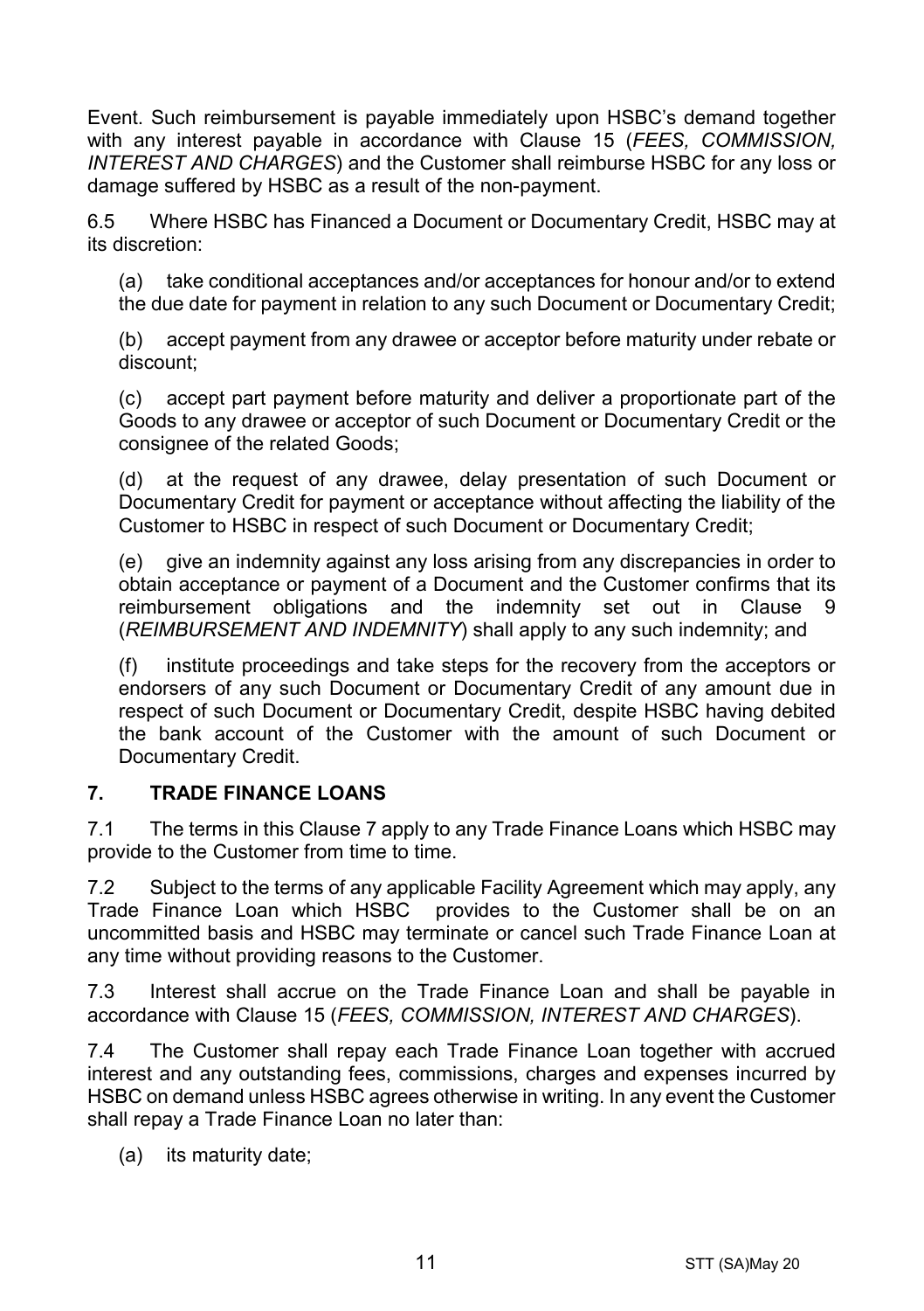Event. Such reimbursement is payable immediately upon HSBC's demand together with any interest payable in accordance with Clause 15 (*FEES, COMMISSION, INTEREST AND CHARGES*) and the Customer shall reimburse HSBC for any loss or damage suffered by HSBC as a result of the non-payment.

6.5 Where HSBC has Financed a Document or Documentary Credit, HSBC may at its discretion:

(a) take conditional acceptances and/or acceptances for honour and/or to extend the due date for payment in relation to any such Document or Documentary Credit;

(b) accept payment from any drawee or acceptor before maturity under rebate or discount;

(c) accept part payment before maturity and deliver a proportionate part of the Goods to any drawee or acceptor of such Document or Documentary Credit or the consignee of the related Goods;

(d) at the request of any drawee, delay presentation of such Document or Documentary Credit for payment or acceptance without affecting the liability of the Customer to HSBC in respect of such Document or Documentary Credit;

(e) give an indemnity against any loss arising from any discrepancies in order to obtain acceptance or payment of a Document and the Customer confirms that its reimbursement obligations and the indemnity set out in Clause 9 (*REIMBURSEMENT AND INDEMNITY*) shall apply to any such indemnity; and

(f) institute proceedings and take steps for the recovery from the acceptors or endorsers of any such Document or Documentary Credit of any amount due in respect of such Document or Documentary Credit, despite HSBC having debited the bank account of the Customer with the amount of such Document or Documentary Credit.

## 7. TRADE FINANCE LOANS

7.1 The terms in this Clause 7 apply to any Trade Finance Loans which HSBC may provide to the Customer from time to time.

7.2 Subject to the terms of any applicable Facility Agreement which may apply, any Trade Finance Loan which HSBC provides to the Customer shall be on an uncommitted basis and HSBC may terminate or cancel such Trade Finance Loan at any time without providing reasons to the Customer.

7.3 Interest shall accrue on the Trade Finance Loan and shall be payable in accordance with Clause 15 (*FEES, COMMISSION, INTEREST AND CHARGES*).

7.4 The Customer shall repay each Trade Finance Loan together with accrued interest and any outstanding fees, commissions, charges and expenses incurred by HSBC on demand unless HSBC agrees otherwise in writing. In any event the Customer shall repay a Trade Finance Loan no later than:

(a) its maturity date;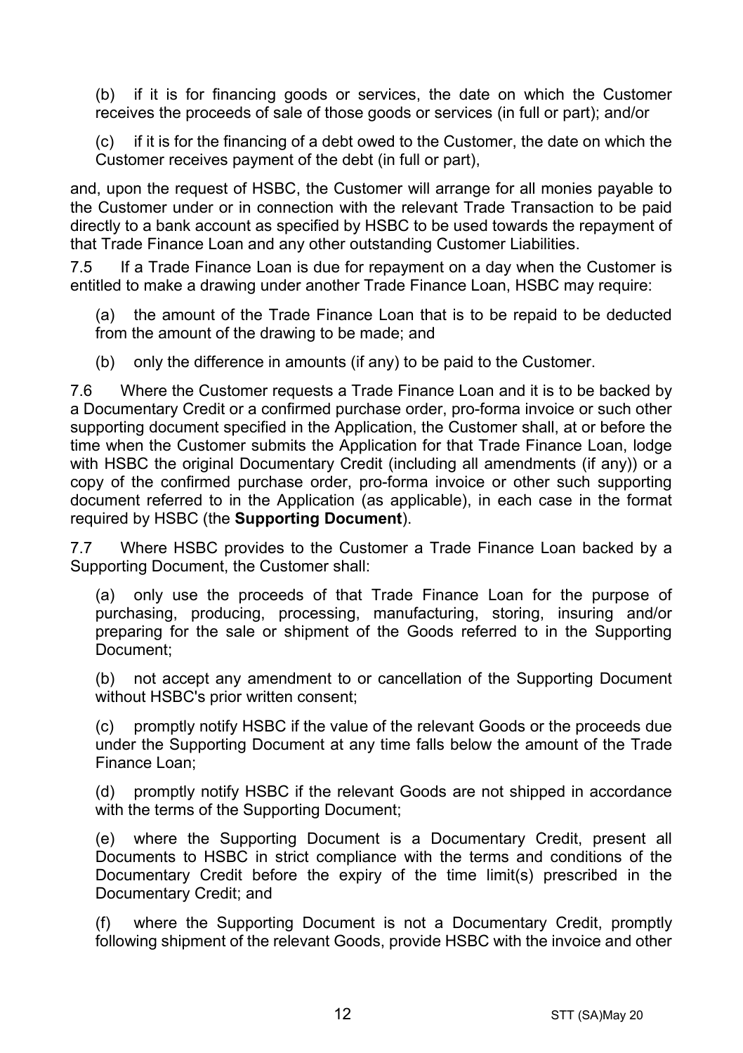(b) if it is for financing goods or services, the date on which the Customer receives the proceeds of sale of those goods or services (in full or part); and/or

(c) if it is for the financing of a debt owed to the Customer, the date on which the Customer receives payment of the debt (in full or part),

and, upon the request of HSBC, the Customer will arrange for all monies payable to the Customer under or in connection with the relevant Trade Transaction to be paid directly to a bank account as specified by HSBC to be used towards the repayment of that Trade Finance Loan and any other outstanding Customer Liabilities.

7.5 If a Trade Finance Loan is due for repayment on a day when the Customer is entitled to make a drawing under another Trade Finance Loan, HSBC may require:

(a) the amount of the Trade Finance Loan that is to be repaid to be deducted from the amount of the drawing to be made; and

(b) only the difference in amounts (if any) to be paid to the Customer.

7.6 Where the Customer requests a Trade Finance Loan and it is to be backed by a Documentary Credit or a confirmed purchase order, pro-forma invoice or such other supporting document specified in the Application, the Customer shall, at or before the time when the Customer submits the Application for that Trade Finance Loan, lodge with HSBC the original Documentary Credit (including all amendments (if any)) or a copy of the confirmed purchase order, pro-forma invoice or other such supporting document referred to in the Application (as applicable), in each case in the format required by HSBC (the **Supporting Document**).

7.7 Where HSBC provides to the Customer a Trade Finance Loan backed by a Supporting Document, the Customer shall:

(a) only use the proceeds of that Trade Finance Loan for the purpose of purchasing, producing, processing, manufacturing, storing, insuring and/or preparing for the sale or shipment of the Goods referred to in the Supporting Document;

(b) not accept any amendment to or cancellation of the Supporting Document without HSBC's prior written consent;

(c) promptly notify HSBC if the value of the relevant Goods or the proceeds due under the Supporting Document at any time falls below the amount of the Trade Finance Loan;

(d) promptly notify HSBC if the relevant Goods are not shipped in accordance with the terms of the Supporting Document;

(e) where the Supporting Document is a Documentary Credit, present all Documents to HSBC in strict compliance with the terms and conditions of the Documentary Credit before the expiry of the time limit(s) prescribed in the Documentary Credit; and

(f) where the Supporting Document is not a Documentary Credit, promptly following shipment of the relevant Goods, provide HSBC with the invoice and other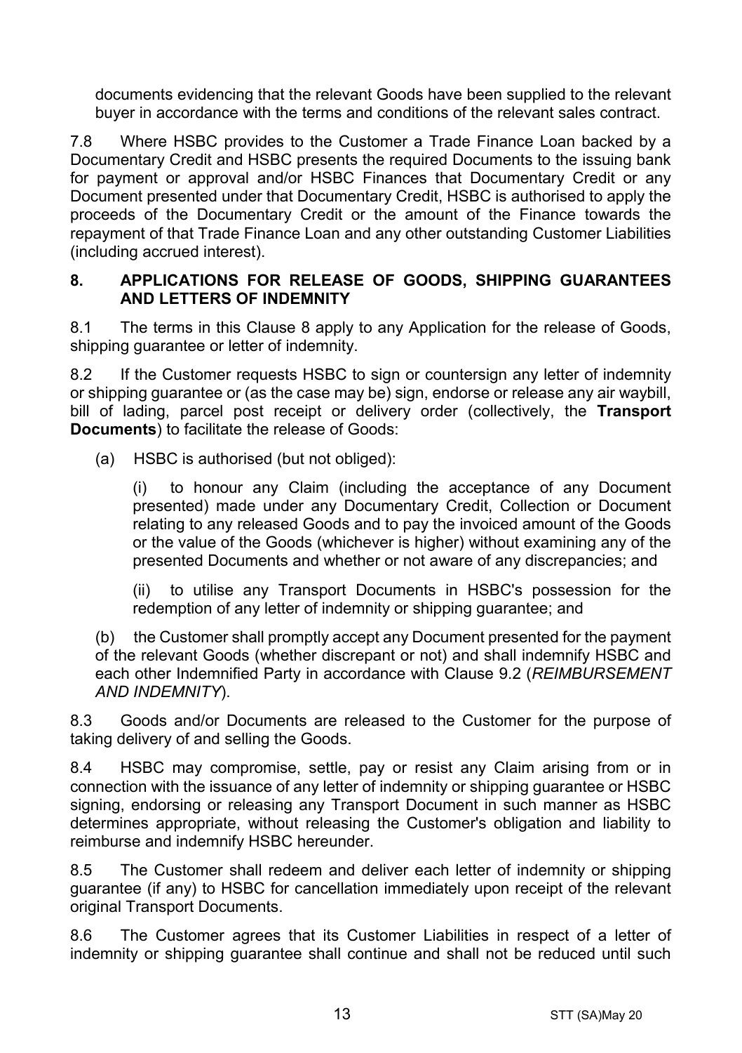documents evidencing that the relevant Goods have been supplied to the relevant buyer in accordance with the terms and conditions of the relevant sales contract.

7.8 Where HSBC provides to the Customer a Trade Finance Loan backed by a Documentary Credit and HSBC presents the required Documents to the issuing bank for payment or approval and/or HSBC Finances that Documentary Credit or any Document presented under that Documentary Credit, HSBC is authorised to apply the proceeds of the Documentary Credit or the amount of the Finance towards the repayment of that Trade Finance Loan and any other outstanding Customer Liabilities (including accrued interest).

## 8. APPLICATIONS FOR RELEASE OF GOODS, SHIPPING GUARANTEES AND LETTERS OF INDEMNITY

8.1 The terms in this Clause 8 apply to any Application for the release of Goods, shipping guarantee or letter of indemnity.

8.2 If the Customer requests HSBC to sign or countersign any letter of indemnity or shipping guarantee or (as the case may be) sign, endorse or release any air waybill, bill of lading, parcel post receipt or delivery order (collectively, the **Transport Documents**) to facilitate the release of Goods:

(a) HSBC is authorised (but not obliged):

(i) to honour any Claim (including the acceptance of any Document presented) made under any Documentary Credit, Collection or Document relating to any released Goods and to pay the invoiced amount of the Goods or the value of the Goods (whichever is higher) without examining any of the presented Documents and whether or not aware of any discrepancies; and

(ii) to utilise any Transport Documents in HSBC's possession for the redemption of any letter of indemnity or shipping guarantee; and

(b) the Customer shall promptly accept any Document presented for the payment of the relevant Goods (whether discrepant or not) and shall indemnify HSBC and each other Indemnified Party in accordance with Clause 9.2 (*REIMBURSEMENT AND INDEMNITY*).

8.3 Goods and/or Documents are released to the Customer for the purpose of taking delivery of and selling the Goods.

8.4 HSBC may compromise, settle, pay or resist any Claim arising from or in connection with the issuance of any letter of indemnity or shipping guarantee or HSBC signing, endorsing or releasing any Transport Document in such manner as HSBC determines appropriate, without releasing the Customer's obligation and liability to reimburse and indemnify HSBC hereunder.

8.5 The Customer shall redeem and deliver each letter of indemnity or shipping guarantee (if any) to HSBC for cancellation immediately upon receipt of the relevant original Transport Documents.

8.6 The Customer agrees that its Customer Liabilities in respect of a letter of indemnity or shipping guarantee shall continue and shall not be reduced until such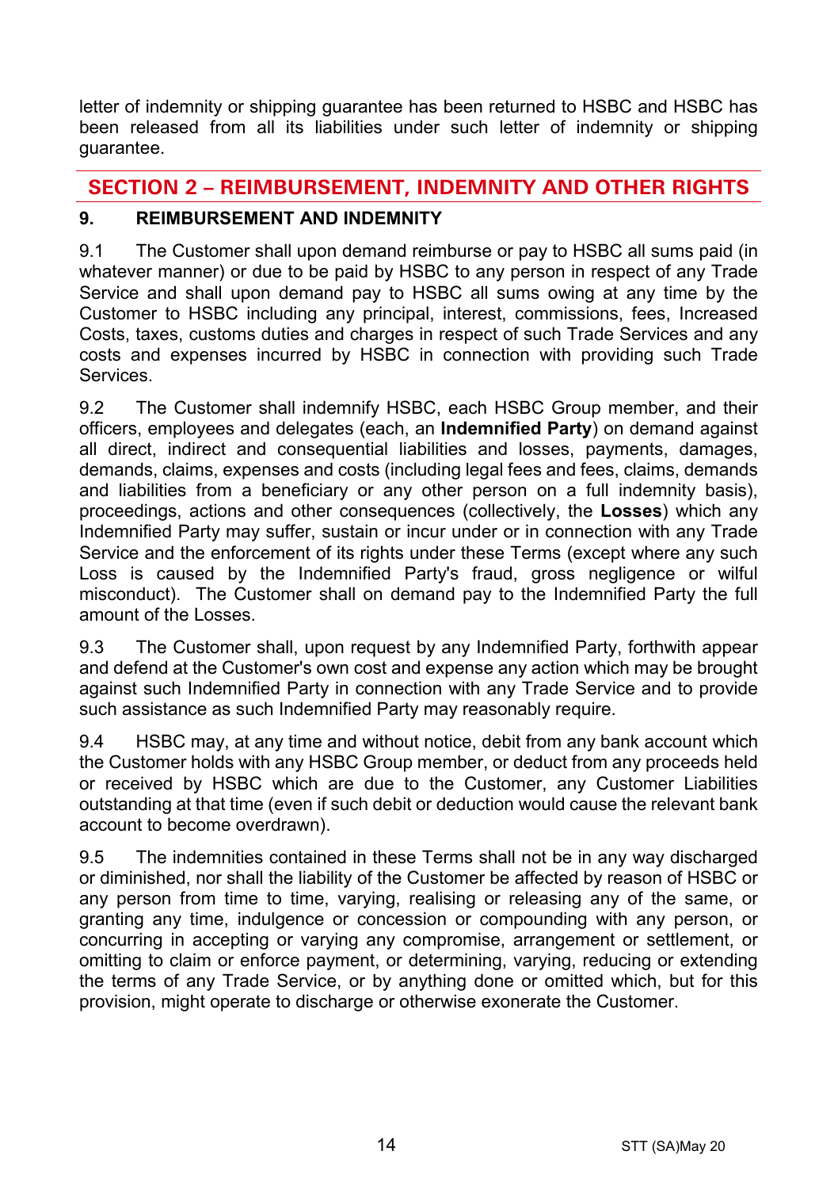letter of indemnity or shipping guarantee has been returned to HSBC and HSBC has been released from all its liabilities under such letter of indemnity or shipping guarantee.

## SECTION 2 – REIMBURSEMENT, INDEMNITY AND OTHER RIGHTS

### 9. REIMBURSEMENT AND INDEMNITY

9.1 The Customer shall upon demand reimburse or pay to HSBC all sums paid (in whatever manner) or due to be paid by HSBC to any person in respect of any Trade Service and shall upon demand pay to HSBC all sums owing at any time by the Customer to HSBC including any principal, interest, commissions, fees, Increased Costs, taxes, customs duties and charges in respect of such Trade Services and any costs and expenses incurred by HSBC in connection with providing such Trade Services.

9.2 The Customer shall indemnify HSBC, each HSBC Group member, and their officers, employees and delegates (each, an **Indemnified Party**) on demand against all direct, indirect and consequential liabilities and losses, payments, damages, demands, claims, expenses and costs (including legal fees and fees, claims, demands and liabilities from a beneficiary or any other person on a full indemnity basis), proceedings, actions and other consequences (collectively, the **Losses**) which any Indemnified Party may suffer, sustain or incur under or in connection with any Trade Service and the enforcement of its rights under these Terms (except where any such Loss is caused by the Indemnified Party's fraud, gross negligence or wilful misconduct). The Customer shall on demand pay to the Indemnified Party the full amount of the Losses.

9.3 The Customer shall, upon request by any Indemnified Party, forthwith appear and defend at the Customer's own cost and expense any action which may be brought against such Indemnified Party in connection with any Trade Service and to provide such assistance as such Indemnified Party may reasonably require.

9.4 HSBC may, at any time and without notice, debit from any bank account which the Customer holds with any HSBC Group member, or deduct from any proceeds held or received by HSBC which are due to the Customer, any Customer Liabilities outstanding at that time (even if such debit or deduction would cause the relevant bank account to become overdrawn).

9.5 The indemnities contained in these Terms shall not be in any way discharged or diminished, nor shall the liability of the Customer be affected by reason of HSBC or any person from time to time, varying, realising or releasing any of the same, or granting any time, indulgence or concession or compounding with any person, or concurring in accepting or varying any compromise, arrangement or settlement, or omitting to claim or enforce payment, or determining, varying, reducing or extending the terms of any Trade Service, or by anything done or omitted which, but for this provision, might operate to discharge or otherwise exonerate the Customer.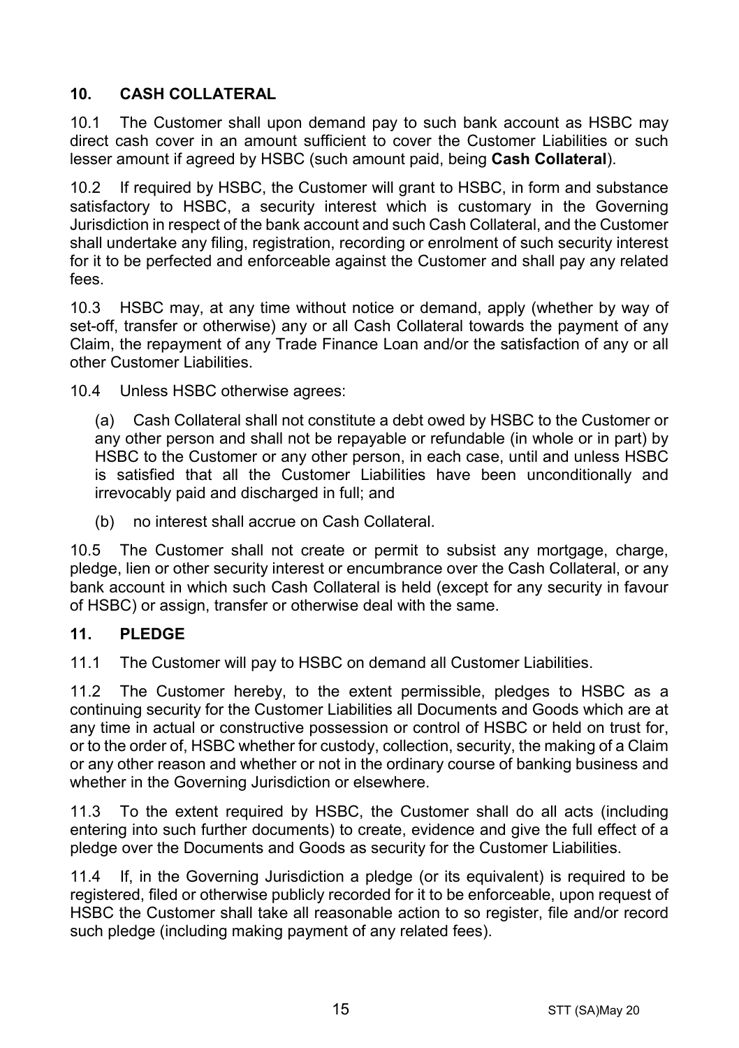## 10. CASH COLLATERAL

10.1 The Customer shall upon demand pay to such bank account as HSBC may direct cash cover in an amount sufficient to cover the Customer Liabilities or such lesser amount if agreed by HSBC (such amount paid, being **Cash Collateral**).

10.2 If required by HSBC, the Customer will grant to HSBC, in form and substance satisfactory to HSBC, a security interest which is customary in the Governing Jurisdiction in respect of the bank account and such Cash Collateral, and the Customer shall undertake any filing, registration, recording or enrolment of such security interest for it to be perfected and enforceable against the Customer and shall pay any related fees.

10.3 HSBC may, at any time without notice or demand, apply (whether by way of set-off, transfer or otherwise) any or all Cash Collateral towards the payment of any Claim, the repayment of any Trade Finance Loan and/or the satisfaction of any or all other Customer Liabilities.

10.4 Unless HSBC otherwise agrees:

(a) Cash Collateral shall not constitute a debt owed by HSBC to the Customer or any other person and shall not be repayable or refundable (in whole or in part) by HSBC to the Customer or any other person, in each case, until and unless HSBC is satisfied that all the Customer Liabilities have been unconditionally and irrevocably paid and discharged in full; and

(b) no interest shall accrue on Cash Collateral.

10.5 The Customer shall not create or permit to subsist any mortgage, charge, pledge, lien or other security interest or encumbrance over the Cash Collateral, or any bank account in which such Cash Collateral is held (except for any security in favour of HSBC) or assign, transfer or otherwise deal with the same.

## 11. PLEDGE

11.1 The Customer will pay to HSBC on demand all Customer Liabilities.

11.2 The Customer hereby, to the extent permissible, pledges to HSBC as a continuing security for the Customer Liabilities all Documents and Goods which are at any time in actual or constructive possession or control of HSBC or held on trust for, or to the order of, HSBC whether for custody, collection, security, the making of a Claim or any other reason and whether or not in the ordinary course of banking business and whether in the Governing Jurisdiction or elsewhere.

11.3 To the extent required by HSBC, the Customer shall do all acts (including entering into such further documents) to create, evidence and give the full effect of a pledge over the Documents and Goods as security for the Customer Liabilities.

11.4 If, in the Governing Jurisdiction a pledge (or its equivalent) is required to be registered, filed or otherwise publicly recorded for it to be enforceable, upon request of HSBC the Customer shall take all reasonable action to so register, file and/or record such pledge (including making payment of any related fees).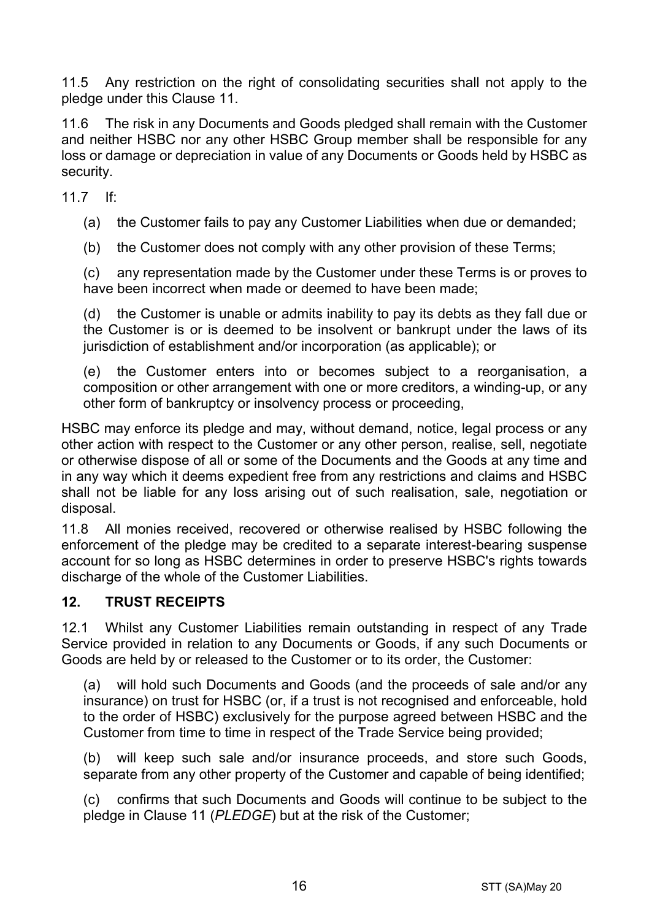11.5 Any restriction on the right of consolidating securities shall not apply to the pledge under this Clause 11.

11.6 The risk in any Documents and Goods pledged shall remain with the Customer and neither HSBC nor any other HSBC Group member shall be responsible for any loss or damage or depreciation in value of any Documents or Goods held by HSBC as security.

11.7 If:

(a) the Customer fails to pay any Customer Liabilities when due or demanded;

(b) the Customer does not comply with any other provision of these Terms;

(c) any representation made by the Customer under these Terms is or proves to have been incorrect when made or deemed to have been made;

(d) the Customer is unable or admits inability to pay its debts as they fall due or the Customer is or is deemed to be insolvent or bankrupt under the laws of its jurisdiction of establishment and/or incorporation (as applicable); or

(e) the Customer enters into or becomes subject to a reorganisation, a composition or other arrangement with one or more creditors, a winding-up, or any other form of bankruptcy or insolvency process or proceeding,

HSBC may enforce its pledge and may, without demand, notice, legal process or any other action with respect to the Customer or any other person, realise, sell, negotiate or otherwise dispose of all or some of the Documents and the Goods at any time and in any way which it deems expedient free from any restrictions and claims and HSBC shall not be liable for any loss arising out of such realisation, sale, negotiation or disposal.

11.8 All monies received, recovered or otherwise realised by HSBC following the enforcement of the pledge may be credited to a separate interest-bearing suspense account for so long as HSBC determines in order to preserve HSBC's rights towards discharge of the whole of the Customer Liabilities.

## 12. TRUST RECEIPTS

12.1 Whilst any Customer Liabilities remain outstanding in respect of any Trade Service provided in relation to any Documents or Goods, if any such Documents or Goods are held by or released to the Customer or to its order, the Customer:

(a) will hold such Documents and Goods (and the proceeds of sale and/or any insurance) on trust for HSBC (or, if a trust is not recognised and enforceable, hold to the order of HSBC) exclusively for the purpose agreed between HSBC and the Customer from time to time in respect of the Trade Service being provided;

(b) will keep such sale and/or insurance proceeds, and store such Goods, separate from any other property of the Customer and capable of being identified;

(c) confirms that such Documents and Goods will continue to be subject to the pledge in Clause 11 (*PLEDGE*) but at the risk of the Customer;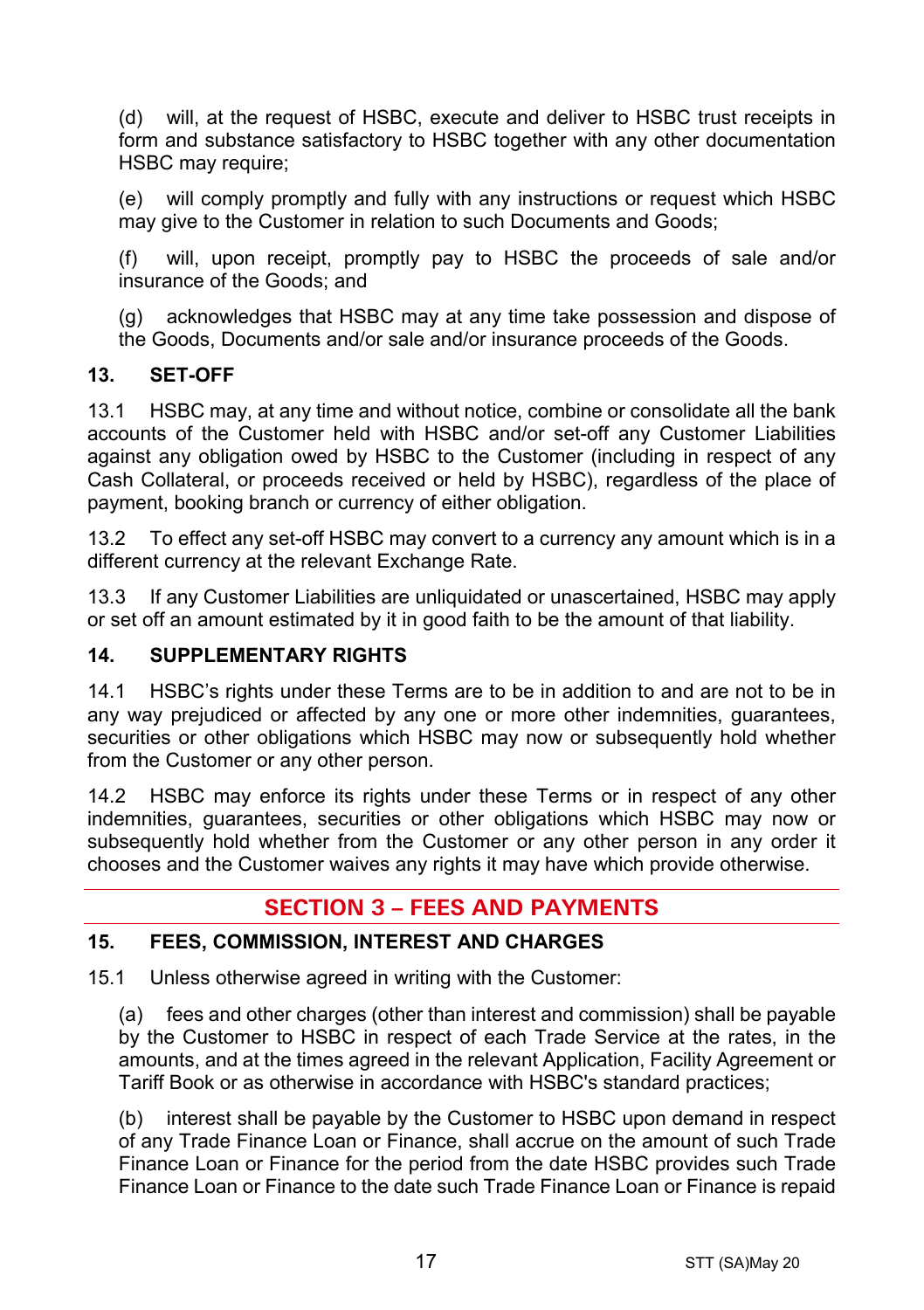(d) will, at the request of HSBC, execute and deliver to HSBC trust receipts in form and substance satisfactory to HSBC together with any other documentation HSBC may require;

(e) will comply promptly and fully with any instructions or request which HSBC may give to the Customer in relation to such Documents and Goods;

(f) will, upon receipt, promptly pay to HSBC the proceeds of sale and/or insurance of the Goods; and

(g) acknowledges that HSBC may at any time take possession and dispose of the Goods, Documents and/or sale and/or insurance proceeds of the Goods.

### 13. SET-OFF

13.1 HSBC may, at any time and without notice, combine or consolidate all the bank accounts of the Customer held with HSBC and/or set-off any Customer Liabilities against any obligation owed by HSBC to the Customer (including in respect of any Cash Collateral, or proceeds received or held by HSBC), regardless of the place of payment, booking branch or currency of either obligation.

13.2 To effect any set-off HSBC may convert to a currency any amount which is in a different currency at the relevant Exchange Rate.

13.3 If any Customer Liabilities are unliquidated or unascertained, HSBC may apply or set off an amount estimated by it in good faith to be the amount of that liability.

### 14. SUPPLEMENTARY RIGHTS

14.1 HSBC's rights under these Terms are to be in addition to and are not to be in any way prejudiced or affected by any one or more other indemnities, guarantees, securities or other obligations which HSBC may now or subsequently hold whether from the Customer or any other person.

14.2 HSBC may enforce its rights under these Terms or in respect of any other indemnities, guarantees, securities or other obligations which HSBC may now or subsequently hold whether from the Customer or any other person in any order it chooses and the Customer waives any rights it may have which provide otherwise.

## SECTION 3 – FEES AND PAYMENTS

### 15. FEES, COMMISSION, INTEREST AND CHARGES

15.1 Unless otherwise agreed in writing with the Customer:

(a) fees and other charges (other than interest and commission) shall be payable by the Customer to HSBC in respect of each Trade Service at the rates, in the amounts, and at the times agreed in the relevant Application, Facility Agreement or Tariff Book or as otherwise in accordance with HSBC's standard practices;

(b) interest shall be payable by the Customer to HSBC upon demand in respect of any Trade Finance Loan or Finance, shall accrue on the amount of such Trade Finance Loan or Finance for the period from the date HSBC provides such Trade Finance Loan or Finance to the date such Trade Finance Loan or Finance is repaid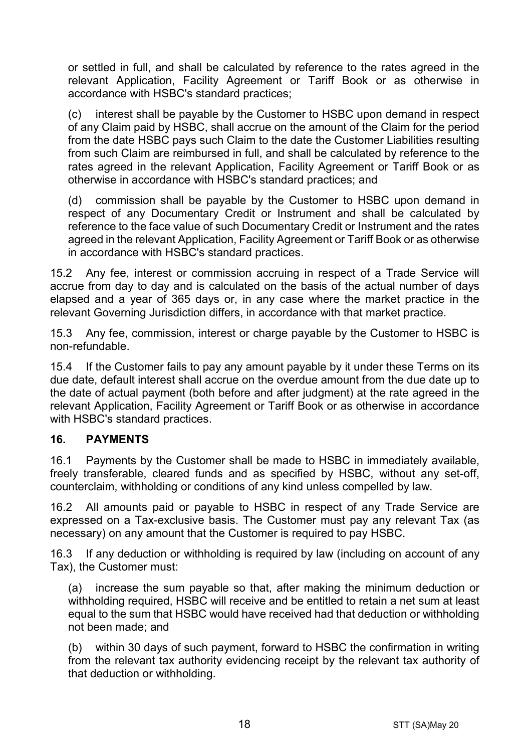or settled in full, and shall be calculated by reference to the rates agreed in the relevant Application, Facility Agreement or Tariff Book or as otherwise in accordance with HSBC's standard practices;

(c) interest shall be payable by the Customer to HSBC upon demand in respect of any Claim paid by HSBC, shall accrue on the amount of the Claim for the period from the date HSBC pays such Claim to the date the Customer Liabilities resulting from such Claim are reimbursed in full, and shall be calculated by reference to the rates agreed in the relevant Application, Facility Agreement or Tariff Book or as otherwise in accordance with HSBC's standard practices; and

(d) commission shall be payable by the Customer to HSBC upon demand in respect of any Documentary Credit or Instrument and shall be calculated by reference to the face value of such Documentary Credit or Instrument and the rates agreed in the relevant Application, Facility Agreement or Tariff Book or as otherwise in accordance with HSBC's standard practices.

15.2 Any fee, interest or commission accruing in respect of a Trade Service will accrue from day to day and is calculated on the basis of the actual number of days elapsed and a year of 365 days or, in any case where the market practice in the relevant Governing Jurisdiction differs, in accordance with that market practice.

15.3 Any fee, commission, interest or charge payable by the Customer to HSBC is non-refundable.

15.4 If the Customer fails to pay any amount payable by it under these Terms on its due date, default interest shall accrue on the overdue amount from the due date up to the date of actual payment (both before and after judgment) at the rate agreed in the relevant Application, Facility Agreement or Tariff Book or as otherwise in accordance with HSBC's standard practices.

## 16. PAYMENTS

16.1 Payments by the Customer shall be made to HSBC in immediately available, freely transferable, cleared funds and as specified by HSBC, without any set-off, counterclaim, withholding or conditions of any kind unless compelled by law.

16.2 All amounts paid or payable to HSBC in respect of any Trade Service are expressed on a Tax-exclusive basis. The Customer must pay any relevant Tax (as necessary) on any amount that the Customer is required to pay HSBC.

16.3 If any deduction or withholding is required by law (including on account of any Tax), the Customer must:

(a) increase the sum payable so that, after making the minimum deduction or withholding required, HSBC will receive and be entitled to retain a net sum at least equal to the sum that HSBC would have received had that deduction or withholding not been made; and

(b) within 30 days of such payment, forward to HSBC the confirmation in writing from the relevant tax authority evidencing receipt by the relevant tax authority of that deduction or withholding.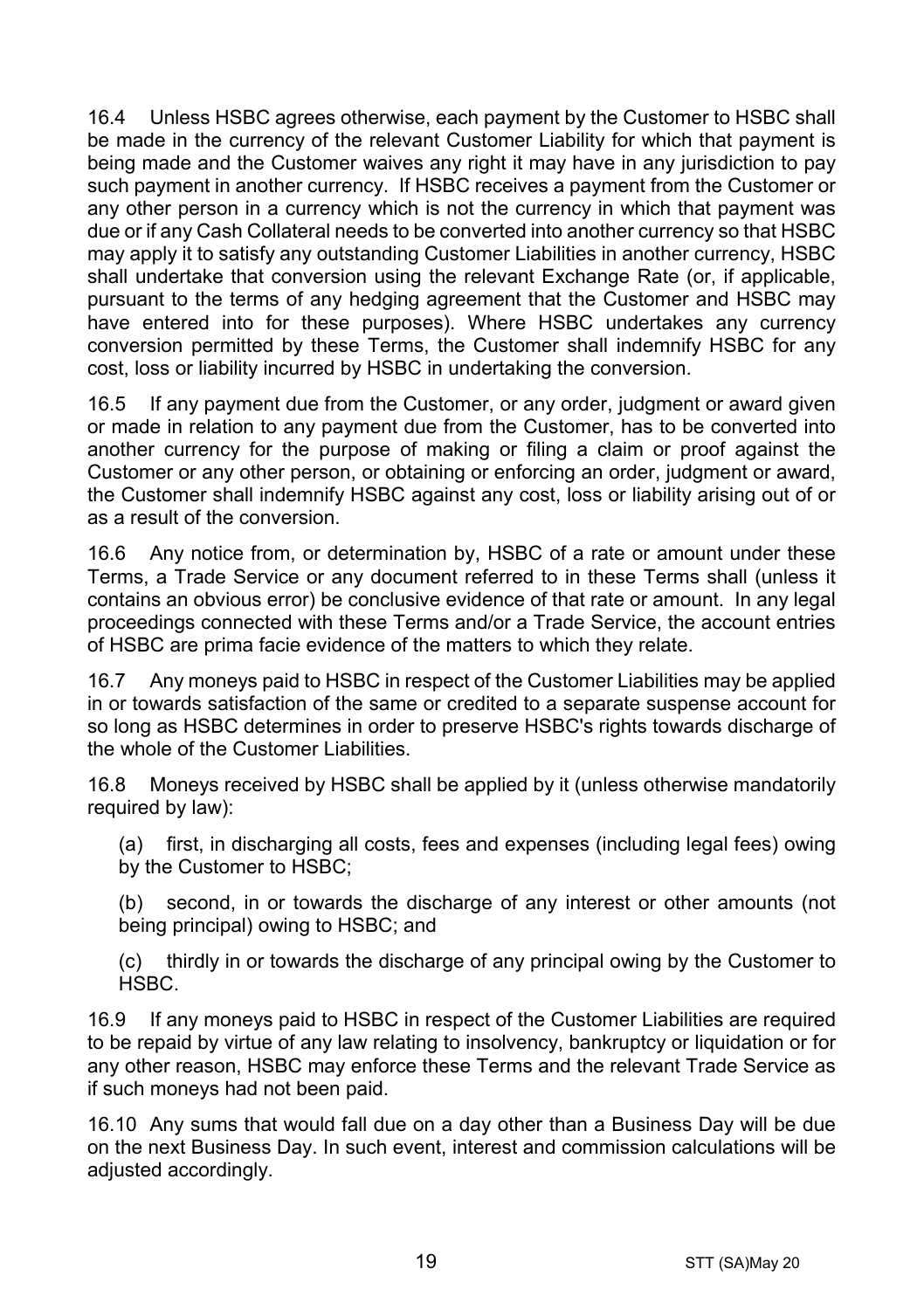16.4 Unless HSBC agrees otherwise, each payment by the Customer to HSBC shall be made in the currency of the relevant Customer Liability for which that payment is being made and the Customer waives any right it may have in any jurisdiction to pay such payment in another currency. If HSBC receives a payment from the Customer or any other person in a currency which is not the currency in which that payment was due or if any Cash Collateral needs to be converted into another currency so that HSBC may apply it to satisfy any outstanding Customer Liabilities in another currency, HSBC shall undertake that conversion using the relevant Exchange Rate (or, if applicable, pursuant to the terms of any hedging agreement that the Customer and HSBC may have entered into for these purposes). Where HSBC undertakes any currency conversion permitted by these Terms, the Customer shall indemnify HSBC for any cost, loss or liability incurred by HSBC in undertaking the conversion.

16.5 If any payment due from the Customer, or any order, judgment or award given or made in relation to any payment due from the Customer, has to be converted into another currency for the purpose of making or filing a claim or proof against the Customer or any other person, or obtaining or enforcing an order, judgment or award, the Customer shall indemnify HSBC against any cost, loss or liability arising out of or as a result of the conversion.

16.6 Any notice from, or determination by, HSBC of a rate or amount under these Terms, a Trade Service or any document referred to in these Terms shall (unless it contains an obvious error) be conclusive evidence of that rate or amount. In any legal proceedings connected with these Terms and/or a Trade Service, the account entries of HSBC are prima facie evidence of the matters to which they relate.

16.7 Any moneys paid to HSBC in respect of the Customer Liabilities may be applied in or towards satisfaction of the same or credited to a separate suspense account for so long as HSBC determines in order to preserve HSBC's rights towards discharge of the whole of the Customer Liabilities.

16.8 Moneys received by HSBC shall be applied by it (unless otherwise mandatorily required by law):

(a) first, in discharging all costs, fees and expenses (including legal fees) owing by the Customer to HSBC;

(b) second, in or towards the discharge of any interest or other amounts (not being principal) owing to HSBC; and

(c) thirdly in or towards the discharge of any principal owing by the Customer to HSBC.

16.9 If any moneys paid to HSBC in respect of the Customer Liabilities are required to be repaid by virtue of any law relating to insolvency, bankruptcy or liquidation or for any other reason, HSBC may enforce these Terms and the relevant Trade Service as if such moneys had not been paid.

16.10 Any sums that would fall due on a day other than a Business Day will be due on the next Business Day. In such event, interest and commission calculations will be adjusted accordingly.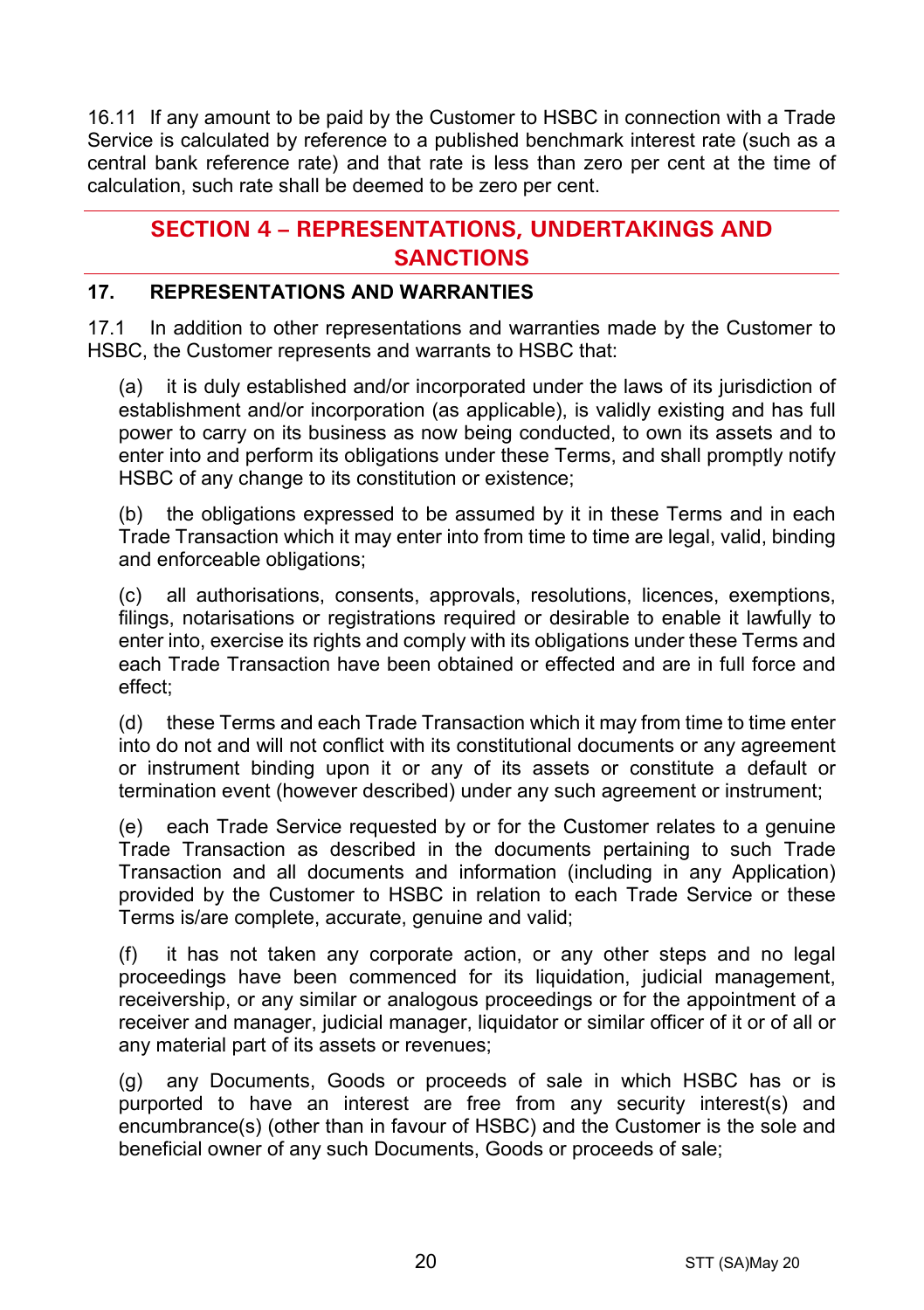16.11 If any amount to be paid by the Customer to HSBC in connection with a Trade Service is calculated by reference to a published benchmark interest rate (such as a central bank reference rate) and that rate is less than zero per cent at the time of calculation, such rate shall be deemed to be zero per cent.

## SECTION 4 – REPRESENTATIONS, UNDERTAKINGS AND SANCTIONS

### 17. REPRESENTATIONS AND WARRANTIES

17.1 In addition to other representations and warranties made by the Customer to HSBC, the Customer represents and warrants to HSBC that:

(a) it is duly established and/or incorporated under the laws of its jurisdiction of establishment and/or incorporation (as applicable), is validly existing and has full power to carry on its business as now being conducted, to own its assets and to enter into and perform its obligations under these Terms, and shall promptly notify HSBC of any change to its constitution or existence;

(b) the obligations expressed to be assumed by it in these Terms and in each Trade Transaction which it may enter into from time to time are legal, valid, binding and enforceable obligations;

(c) all authorisations, consents, approvals, resolutions, licences, exemptions, filings, notarisations or registrations required or desirable to enable it lawfully to enter into, exercise its rights and comply with its obligations under these Terms and each Trade Transaction have been obtained or effected and are in full force and effect;

(d) these Terms and each Trade Transaction which it may from time to time enter into do not and will not conflict with its constitutional documents or any agreement or instrument binding upon it or any of its assets or constitute a default or termination event (however described) under any such agreement or instrument;

(e) each Trade Service requested by or for the Customer relates to a genuine Trade Transaction as described in the documents pertaining to such Trade Transaction and all documents and information (including in any Application) provided by the Customer to HSBC in relation to each Trade Service or these Terms is/are complete, accurate, genuine and valid;

(f) it has not taken any corporate action, or any other steps and no legal proceedings have been commenced for its liquidation, judicial management, receivership, or any similar or analogous proceedings or for the appointment of a receiver and manager, judicial manager, liquidator or similar officer of it or of all or any material part of its assets or revenues;

(g) any Documents, Goods or proceeds of sale in which HSBC has or is purported to have an interest are free from any security interest(s) and encumbrance(s) (other than in favour of HSBC) and the Customer is the sole and beneficial owner of any such Documents, Goods or proceeds of sale;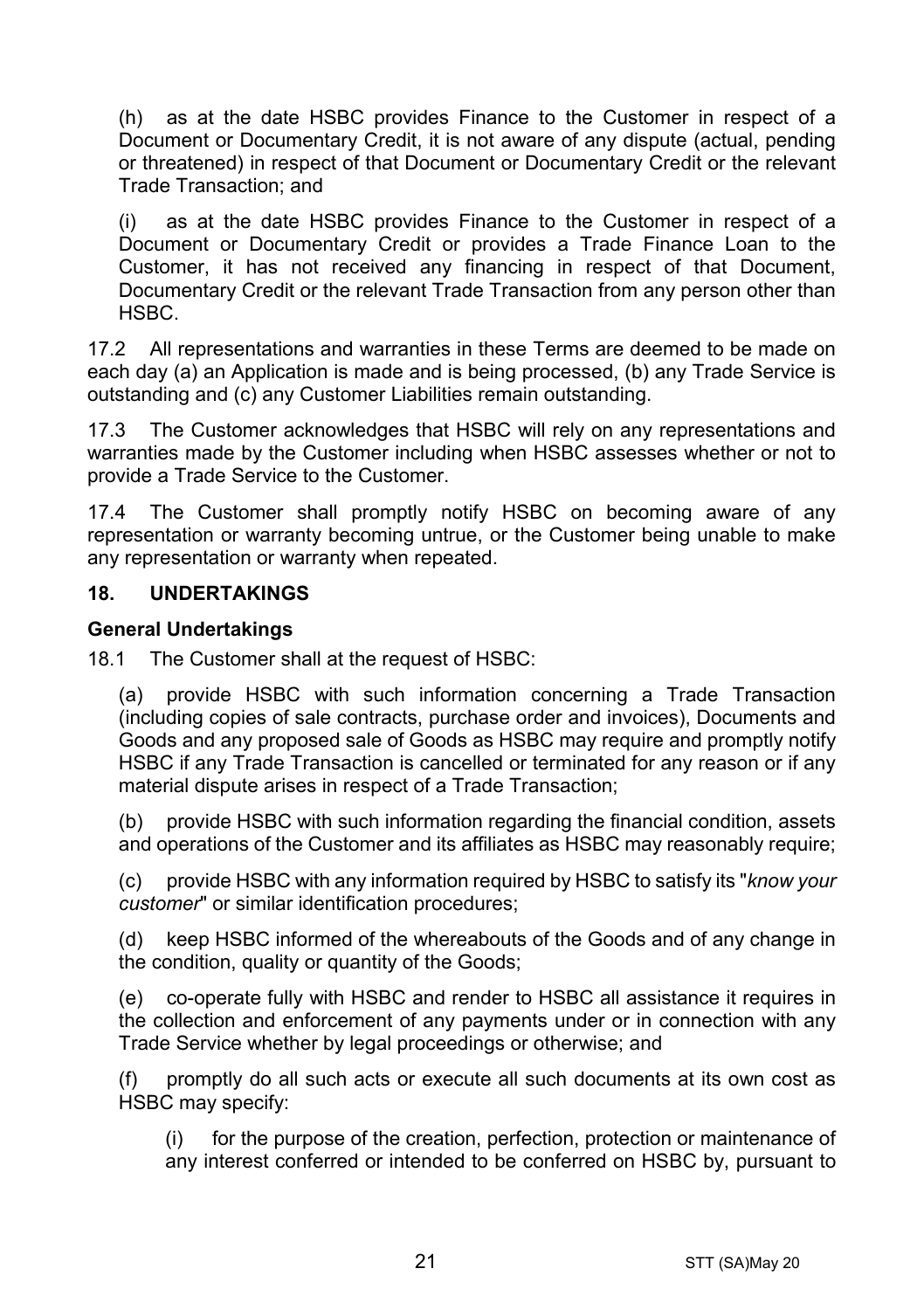(h) as at the date HSBC provides Finance to the Customer in respect of a Document or Documentary Credit, it is not aware of any dispute (actual, pending or threatened) in respect of that Document or Documentary Credit or the relevant Trade Transaction; and

(i) as at the date HSBC provides Finance to the Customer in respect of a Document or Documentary Credit or provides a Trade Finance Loan to the Customer, it has not received any financing in respect of that Document, Documentary Credit or the relevant Trade Transaction from any person other than HSBC.

17.2 All representations and warranties in these Terms are deemed to be made on each day (a) an Application is made and is being processed, (b) any Trade Service is outstanding and (c) any Customer Liabilities remain outstanding.

17.3 The Customer acknowledges that HSBC will rely on any representations and warranties made by the Customer including when HSBC assesses whether or not to provide a Trade Service to the Customer.

17.4 The Customer shall promptly notify HSBC on becoming aware of any representation or warranty becoming untrue, or the Customer being unable to make any representation or warranty when repeated.

## 18. UNDERTAKINGS

**General Undertakings**

18.1 The Customer shall at the request of HSBC:

(a) provide HSBC with such information concerning a Trade Transaction (including copies of sale contracts, purchase order and invoices), Documents and Goods and any proposed sale of Goods as HSBC may require and promptly notify HSBC if any Trade Transaction is cancelled or terminated for any reason or if any material dispute arises in respect of a Trade Transaction;

(b) provide HSBC with such information regarding the financial condition, assets and operations of the Customer and its affiliates as HSBC may reasonably require;

(c) provide HSBC with any information required by HSBC to satisfy its "*know your customer*" or similar identification procedures;

(d) keep HSBC informed of the whereabouts of the Goods and of any change in the condition, quality or quantity of the Goods;

(e) co-operate fully with HSBC and render to HSBC all assistance it requires in the collection and enforcement of any payments under or in connection with any Trade Service whether by legal proceedings or otherwise; and

(f) promptly do all such acts or execute all such documents at its own cost as HSBC may specify:

(i) for the purpose of the creation, perfection, protection or maintenance of any interest conferred or intended to be conferred on HSBC by, pursuant to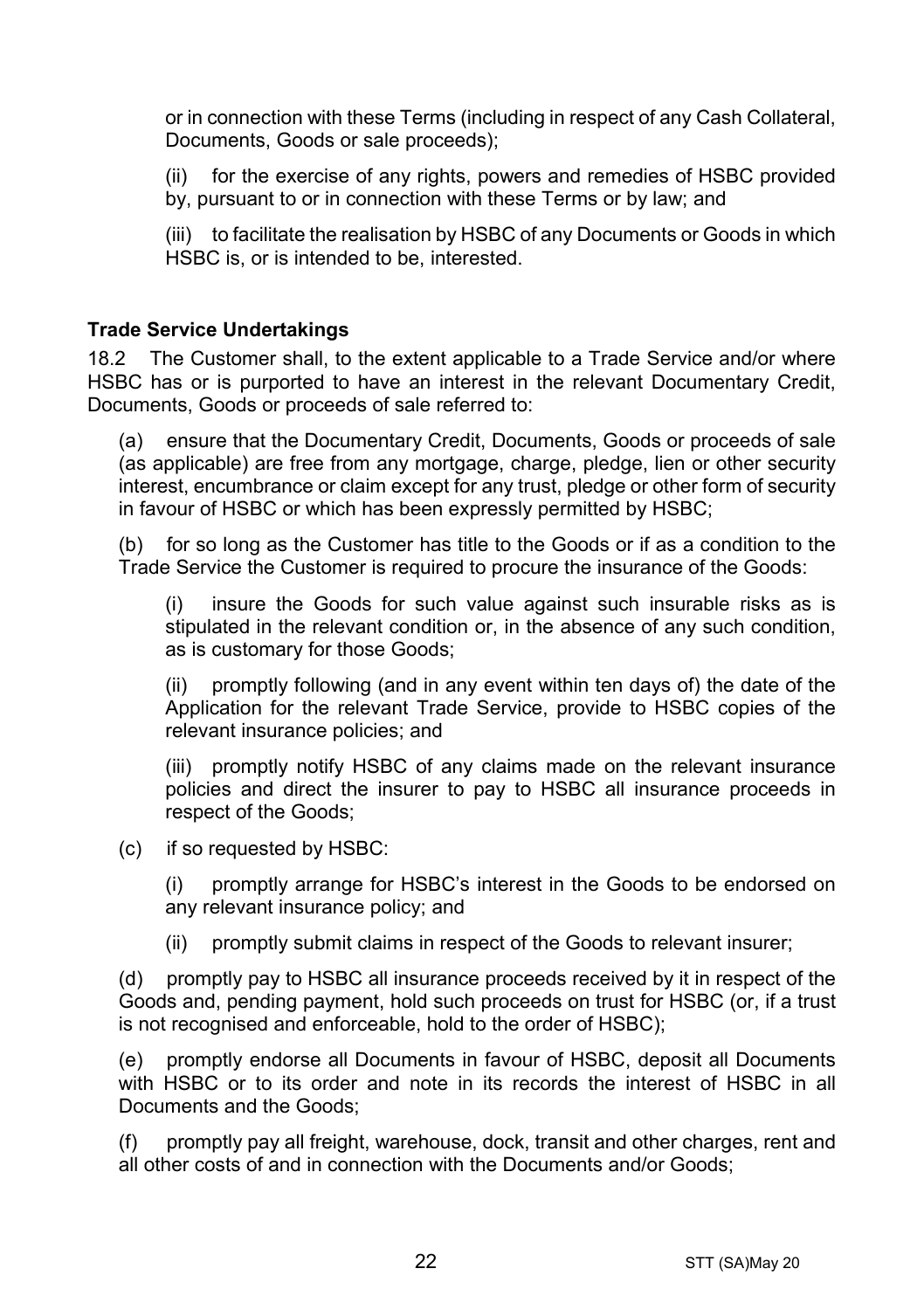or in connection with these Terms (including in respect of any Cash Collateral, Documents, Goods or sale proceeds);

(ii) for the exercise of any rights, powers and remedies of HSBC provided by, pursuant to or in connection with these Terms or by law; and

(iii) to facilitate the realisation by HSBC of any Documents or Goods in which HSBC is, or is intended to be, interested.

**Trade Service Undertakings**

18.2 The Customer shall, to the extent applicable to a Trade Service and/or where HSBC has or is purported to have an interest in the relevant Documentary Credit, Documents, Goods or proceeds of sale referred to:

(a) ensure that the Documentary Credit, Documents, Goods or proceeds of sale (as applicable) are free from any mortgage, charge, pledge, lien or other security interest, encumbrance or claim except for any trust, pledge or other form of security in favour of HSBC or which has been expressly permitted by HSBC;

(b) for so long as the Customer has title to the Goods or if as a condition to the Trade Service the Customer is required to procure the insurance of the Goods:

(i) insure the Goods for such value against such insurable risks as is stipulated in the relevant condition or, in the absence of any such condition, as is customary for those Goods;

(ii) promptly following (and in any event within ten days of) the date of the Application for the relevant Trade Service, provide to HSBC copies of the relevant insurance policies; and

(iii) promptly notify HSBC of any claims made on the relevant insurance policies and direct the insurer to pay to HSBC all insurance proceeds in respect of the Goods;

(c) if so requested by HSBC:

(i) promptly arrange for HSBC's interest in the Goods to be endorsed on any relevant insurance policy; and

(ii) promptly submit claims in respect of the Goods to relevant insurer;

(d) promptly pay to HSBC all insurance proceeds received by it in respect of the Goods and, pending payment, hold such proceeds on trust for HSBC (or, if a trust is not recognised and enforceable, hold to the order of HSBC);

(e) promptly endorse all Documents in favour of HSBC, deposit all Documents with HSBC or to its order and note in its records the interest of HSBC in all Documents and the Goods;

(f) promptly pay all freight, warehouse, dock, transit and other charges, rent and all other costs of and in connection with the Documents and/or Goods;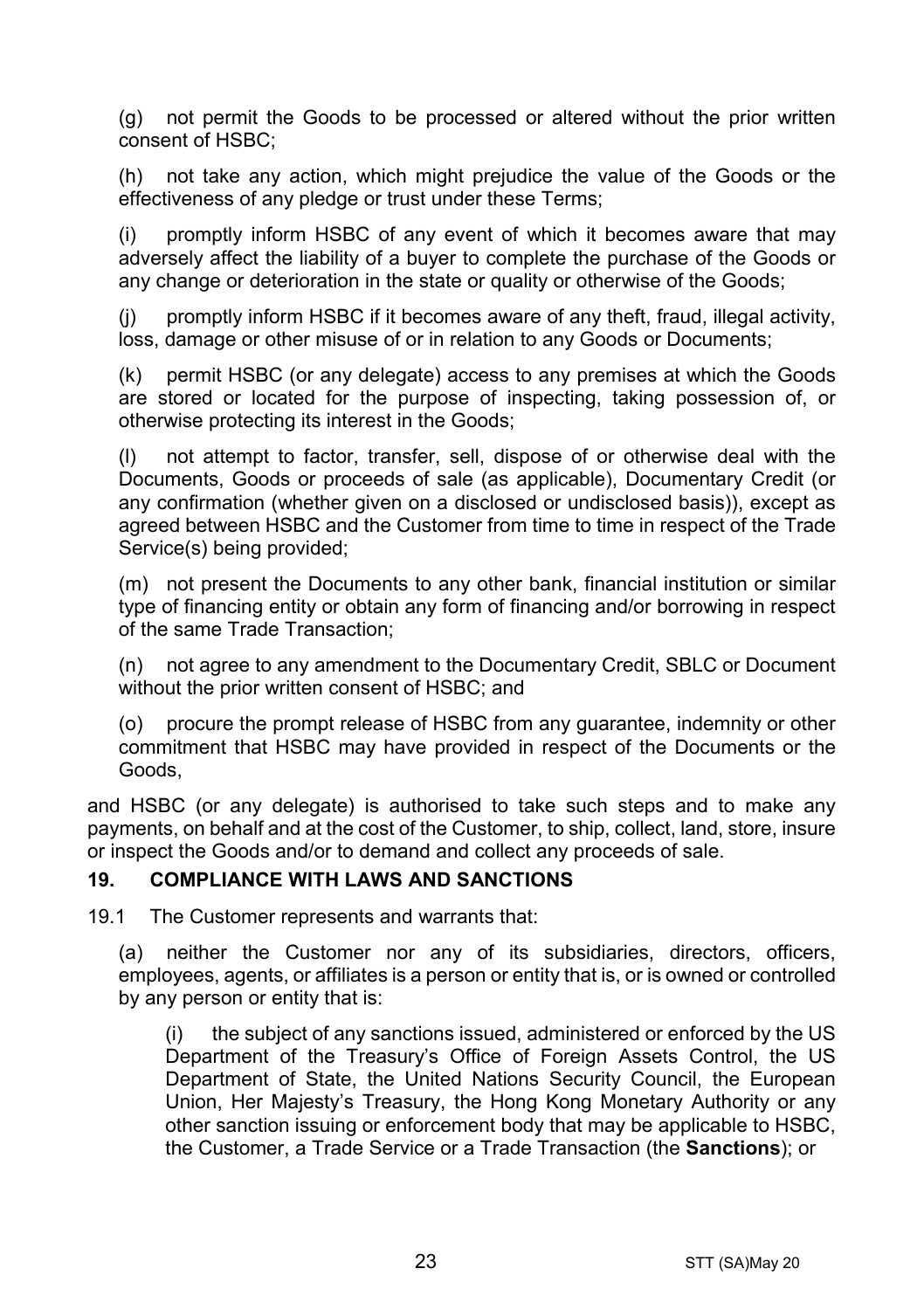(g) not permit the Goods to be processed or altered without the prior written consent of HSBC;

(h) not take any action, which might prejudice the value of the Goods or the effectiveness of any pledge or trust under these Terms;

(i) promptly inform HSBC of any event of which it becomes aware that may adversely affect the liability of a buyer to complete the purchase of the Goods or any change or deterioration in the state or quality or otherwise of the Goods;

(j) promptly inform HSBC if it becomes aware of any theft, fraud, illegal activity, loss, damage or other misuse of or in relation to any Goods or Documents;

(k) permit HSBC (or any delegate) access to any premises at which the Goods are stored or located for the purpose of inspecting, taking possession of, or otherwise protecting its interest in the Goods;

(l) not attempt to factor, transfer, sell, dispose of or otherwise deal with the Documents, Goods or proceeds of sale (as applicable), Documentary Credit (or any confirmation (whether given on a disclosed or undisclosed basis)), except as agreed between HSBC and the Customer from time to time in respect of the Trade Service(s) being provided;

(m) not present the Documents to any other bank, financial institution or similar type of financing entity or obtain any form of financing and/or borrowing in respect of the same Trade Transaction;

(n) not agree to any amendment to the Documentary Credit, SBLC or Document without the prior written consent of HSBC; and

(o) procure the prompt release of HSBC from any guarantee, indemnity or other commitment that HSBC may have provided in respect of the Documents or the Goods,

and HSBC (or any delegate) is authorised to take such steps and to make any payments, on behalf and at the cost of the Customer, to ship, collect, land, store, insure or inspect the Goods and/or to demand and collect any proceeds of sale.

## 19. COMPLIANCE WITH LAWS AND SANCTIONS

19.1 The Customer represents and warrants that:

(a) neither the Customer nor any of its subsidiaries, directors, officers, employees, agents, or affiliates is a person or entity that is, or is owned or controlled by any person or entity that is:

(i) the subject of any sanctions issued, administered or enforced by the US Department of the Treasury's Office of Foreign Assets Control, the US Department of State, the United Nations Security Council, the European Union, Her Majesty's Treasury, the Hong Kong Monetary Authority or any other sanction issuing or enforcement body that may be applicable to HSBC, the Customer, a Trade Service or a Trade Transaction (the **Sanctions**); or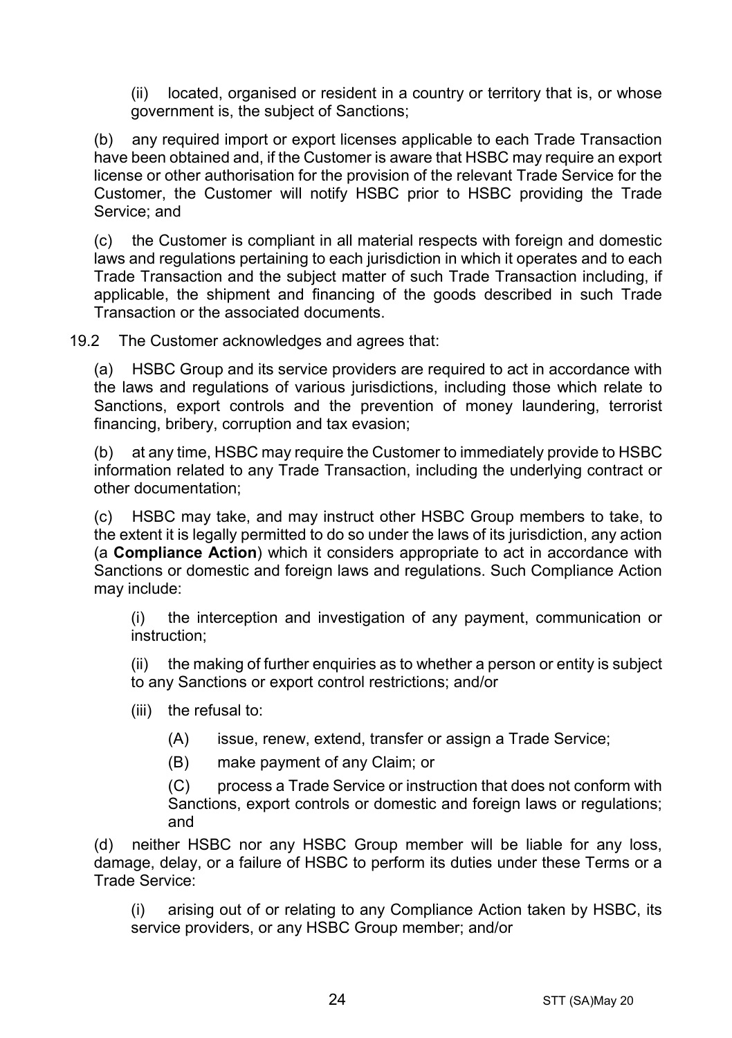(ii) located, organised or resident in a country or territory that is, or whose government is, the subject of Sanctions;

(b) any required import or export licenses applicable to each Trade Transaction have been obtained and, if the Customer is aware that HSBC may require an export license or other authorisation for the provision of the relevant Trade Service for the Customer, the Customer will notify HSBC prior to HSBC providing the Trade Service; and

(c) the Customer is compliant in all material respects with foreign and domestic laws and regulations pertaining to each jurisdiction in which it operates and to each Trade Transaction and the subject matter of such Trade Transaction including, if applicable, the shipment and financing of the goods described in such Trade Transaction or the associated documents.

19.2 The Customer acknowledges and agrees that:

(a) HSBC Group and its service providers are required to act in accordance with the laws and regulations of various jurisdictions, including those which relate to Sanctions, export controls and the prevention of money laundering, terrorist financing, bribery, corruption and tax evasion;

(b) at any time, HSBC may require the Customer to immediately provide to HSBC information related to any Trade Transaction, including the underlying contract or other documentation;

(c) HSBC may take, and may instruct other HSBC Group members to take, to the extent it is legally permitted to do so under the laws of its jurisdiction, any action (a **Compliance Action**) which it considers appropriate to act in accordance with Sanctions or domestic and foreign laws and regulations. Such Compliance Action may include:

(i) the interception and investigation of any payment, communication or instruction;

(ii) the making of further enquiries as to whether a person or entity is subject to any Sanctions or export control restrictions; and/or

(iii) the refusal to:

(A) issue, renew, extend, transfer or assign a Trade Service;

(B) make payment of any Claim; or

(C) process a Trade Service or instruction that does not conform with Sanctions, export controls or domestic and foreign laws or regulations; and

(d) neither HSBC nor any HSBC Group member will be liable for any loss, damage, delay, or a failure of HSBC to perform its duties under these Terms or a Trade Service:

(i) arising out of or relating to any Compliance Action taken by HSBC, its service providers, or any HSBC Group member; and/or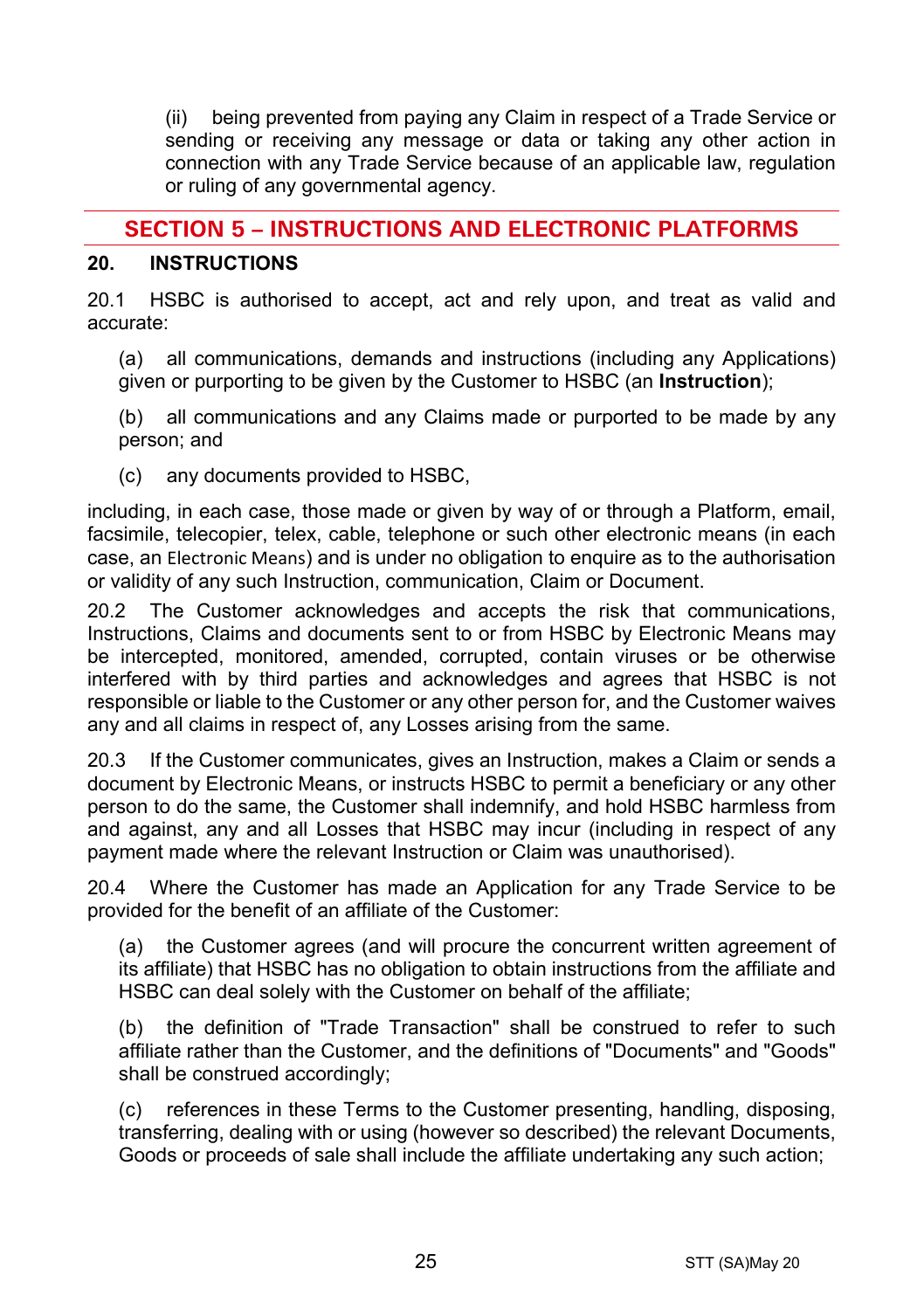(ii) being prevented from paying any Claim in respect of a Trade Service or sending or receiving any message or data or taking any other action in connection with any Trade Service because of an applicable law, regulation or ruling of any governmental agency.

## SECTION 5 – INSTRUCTIONS AND ELECTRONIC PLATFORMS

### 20. INSTRUCTIONS

20.1 HSBC is authorised to accept, act and rely upon, and treat as valid and accurate:

(a) all communications, demands and instructions (including any Applications) given or purporting to be given by the Customer to HSBC (an **Instruction**);

(b) all communications and any Claims made or purported to be made by any person; and

(c) any documents provided to HSBC,

including, in each case, those made or given by way of or through a Platform, email, facsimile, telecopier, telex, cable, telephone or such other electronic means (in each case, an Electronic Means) and is under no obligation to enquire as to the authorisation or validity of any such Instruction, communication, Claim or Document.

20.2 The Customer acknowledges and accepts the risk that communications, Instructions, Claims and documents sent to or from HSBC by Electronic Means may be intercepted, monitored, amended, corrupted, contain viruses or be otherwise interfered with by third parties and acknowledges and agrees that HSBC is not responsible or liable to the Customer or any other person for, and the Customer waives any and all claims in respect of, any Losses arising from the same.

20.3 If the Customer communicates, gives an Instruction, makes a Claim or sends a document by Electronic Means, or instructs HSBC to permit a beneficiary or any other person to do the same, the Customer shall indemnify, and hold HSBC harmless from and against, any and all Losses that HSBC may incur (including in respect of any payment made where the relevant Instruction or Claim was unauthorised).

20.4 Where the Customer has made an Application for any Trade Service to be provided for the benefit of an affiliate of the Customer:

(a) the Customer agrees (and will procure the concurrent written agreement of its affiliate) that HSBC has no obligation to obtain instructions from the affiliate and HSBC can deal solely with the Customer on behalf of the affiliate;

(b) the definition of "Trade Transaction" shall be construed to refer to such affiliate rather than the Customer, and the definitions of "Documents" and "Goods" shall be construed accordingly;

(c) references in these Terms to the Customer presenting, handling, disposing, transferring, dealing with or using (however so described) the relevant Documents, Goods or proceeds of sale shall include the affiliate undertaking any such action;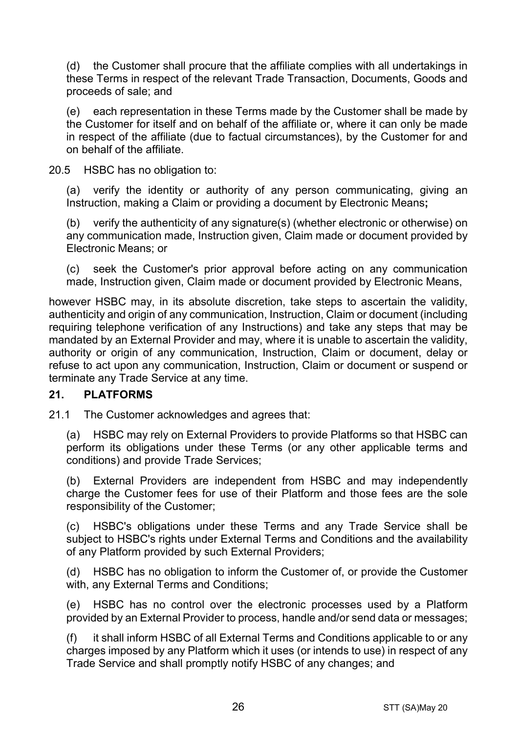(d) the Customer shall procure that the affiliate complies with all undertakings in these Terms in respect of the relevant Trade Transaction, Documents, Goods and proceeds of sale; and

(e) each representation in these Terms made by the Customer shall be made by the Customer for itself and on behalf of the affiliate or, where it can only be made in respect of the affiliate (due to factual circumstances), by the Customer for and on behalf of the affiliate.

20.5 HSBC has no obligation to:

(a) verify the identity or authority of any person communicating, giving an Instruction, making a Claim or providing a document by Electronic Means**;**

(b) verify the authenticity of any signature(s) (whether electronic or otherwise) on any communication made, Instruction given, Claim made or document provided by Electronic Means; or

(c) seek the Customer's prior approval before acting on any communication made, Instruction given, Claim made or document provided by Electronic Means,

however HSBC may, in its absolute discretion, take steps to ascertain the validity, authenticity and origin of any communication, Instruction, Claim or document (including requiring telephone verification of any Instructions) and take any steps that may be mandated by an External Provider and may, where it is unable to ascertain the validity, authority or origin of any communication, Instruction, Claim or document, delay or refuse to act upon any communication, Instruction, Claim or document or suspend or terminate any Trade Service at any time.

## 21. PLATFORMS

21.1 The Customer acknowledges and agrees that:

(a) HSBC may rely on External Providers to provide Platforms so that HSBC can perform its obligations under these Terms (or any other applicable terms and conditions) and provide Trade Services;

(b) External Providers are independent from HSBC and may independently charge the Customer fees for use of their Platform and those fees are the sole responsibility of the Customer;

(c) HSBC's obligations under these Terms and any Trade Service shall be subject to HSBC's rights under External Terms and Conditions and the availability of any Platform provided by such External Providers;

(d) HSBC has no obligation to inform the Customer of, or provide the Customer with, any External Terms and Conditions;

(e) HSBC has no control over the electronic processes used by a Platform provided by an External Provider to process, handle and/or send data or messages;

(f) it shall inform HSBC of all External Terms and Conditions applicable to or any charges imposed by any Platform which it uses (or intends to use) in respect of any Trade Service and shall promptly notify HSBC of any changes; and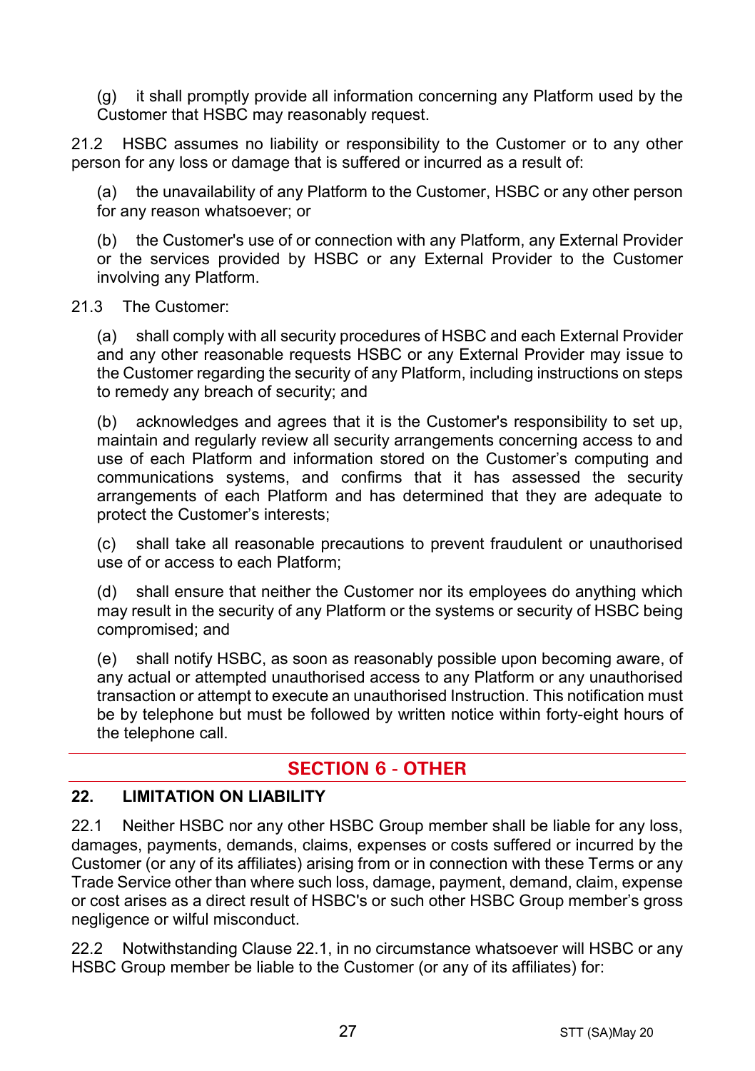(g) it shall promptly provide all information concerning any Platform used by the Customer that HSBC may reasonably request.

21.2 HSBC assumes no liability or responsibility to the Customer or to any other person for any loss or damage that is suffered or incurred as a result of:

(a) the unavailability of any Platform to the Customer, HSBC or any other person for any reason whatsoever; or

(b) the Customer's use of or connection with any Platform, any External Provider or the services provided by HSBC or any External Provider to the Customer involving any Platform.

21.3 The Customer:

(a) shall comply with all security procedures of HSBC and each External Provider and any other reasonable requests HSBC or any External Provider may issue to the Customer regarding the security of any Platform, including instructions on steps to remedy any breach of security; and

(b) acknowledges and agrees that it is the Customer's responsibility to set up, maintain and regularly review all security arrangements concerning access to and use of each Platform and information stored on the Customer's computing and communications systems, and confirms that it has assessed the security arrangements of each Platform and has determined that they are adequate to protect the Customer's interests;

(c) shall take all reasonable precautions to prevent fraudulent or unauthorised use of or access to each Platform;

(d) shall ensure that neither the Customer nor its employees do anything which may result in the security of any Platform or the systems or security of HSBC being compromised; and

(e) shall notify HSBC, as soon as reasonably possible upon becoming aware, of any actual or attempted unauthorised access to any Platform or any unauthorised transaction or attempt to execute an unauthorised Instruction. This notification must be by telephone but must be followed by written notice within forty-eight hours of the telephone call.

## SECTION 6 - OTHER

### 22. LIMITATION ON LIABILITY

22.1 Neither HSBC nor any other HSBC Group member shall be liable for any loss, damages, payments, demands, claims, expenses or costs suffered or incurred by the Customer (or any of its affiliates) arising from or in connection with these Terms or any Trade Service other than where such loss, damage, payment, demand, claim, expense or cost arises as a direct result of HSBC's or such other HSBC Group member's gross negligence or wilful misconduct.

22.2 Notwithstanding Clause 22.1, in no circumstance whatsoever will HSBC or any HSBC Group member be liable to the Customer (or any of its affiliates) for: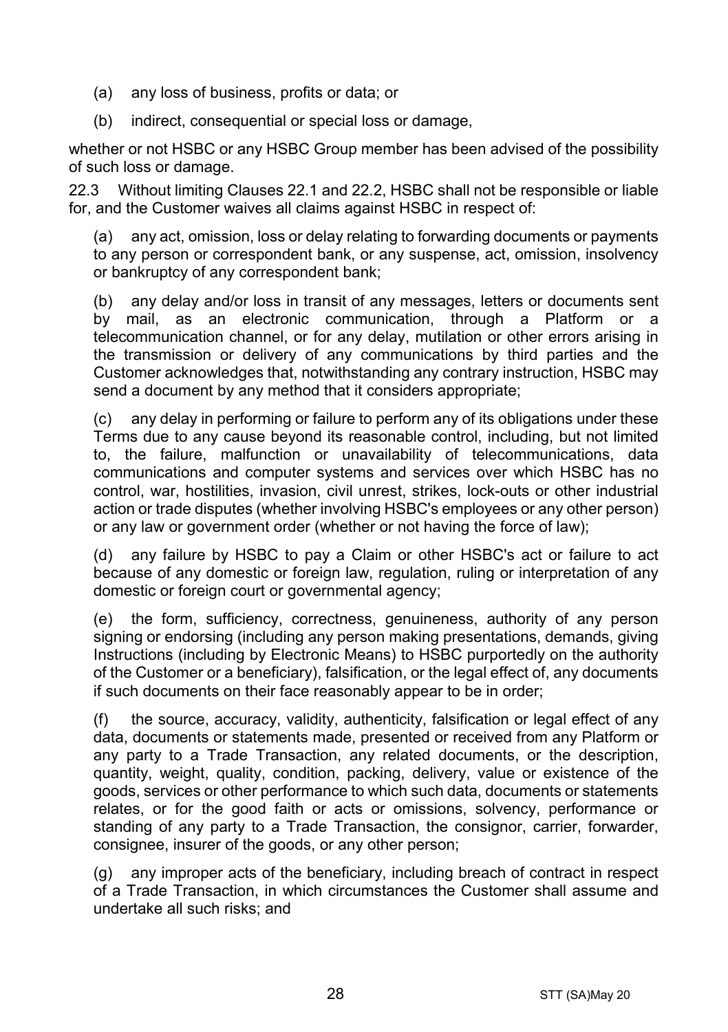(a) any loss of business, profits or data; or

(b) indirect, consequential or special loss or damage,

whether or not HSBC or any HSBC Group member has been advised of the possibility of such loss or damage.

22.3 Without limiting Clauses 22.1 and 22.2, HSBC shall not be responsible or liable for, and the Customer waives all claims against HSBC in respect of:

(a) any act, omission, loss or delay relating to forwarding documents or payments to any person or correspondent bank, or any suspense, act, omission, insolvency or bankruptcy of any correspondent bank;

(b) any delay and/or loss in transit of any messages, letters or documents sent by mail, as an electronic communication, through a Platform or a telecommunication channel, or for any delay, mutilation or other errors arising in the transmission or delivery of any communications by third parties and the Customer acknowledges that, notwithstanding any contrary instruction, HSBC may send a document by any method that it considers appropriate;

(c) any delay in performing or failure to perform any of its obligations under these Terms due to any cause beyond its reasonable control, including, but not limited to, the failure, malfunction or unavailability of telecommunications, data communications and computer systems and services over which HSBC has no control, war, hostilities, invasion, civil unrest, strikes, lock-outs or other industrial action or trade disputes (whether involving HSBC's employees or any other person) or any law or government order (whether or not having the force of law);

(d) any failure by HSBC to pay a Claim or other HSBC's act or failure to act because of any domestic or foreign law, regulation, ruling or interpretation of any domestic or foreign court or governmental agency;

(e) the form, sufficiency, correctness, genuineness, authority of any person signing or endorsing (including any person making presentations, demands, giving Instructions (including by Electronic Means) to HSBC purportedly on the authority of the Customer or a beneficiary), falsification, or the legal effect of, any documents if such documents on their face reasonably appear to be in order;

(f) the source, accuracy, validity, authenticity, falsification or legal effect of any data, documents or statements made, presented or received from any Platform or any party to a Trade Transaction, any related documents, or the description, quantity, weight, quality, condition, packing, delivery, value or existence of the goods, services or other performance to which such data, documents or statements relates, or for the good faith or acts or omissions, solvency, performance or standing of any party to a Trade Transaction, the consignor, carrier, forwarder, consignee, insurer of the goods, or any other person;

(g) any improper acts of the beneficiary, including breach of contract in respect of a Trade Transaction, in which circumstances the Customer shall assume and undertake all such risks; and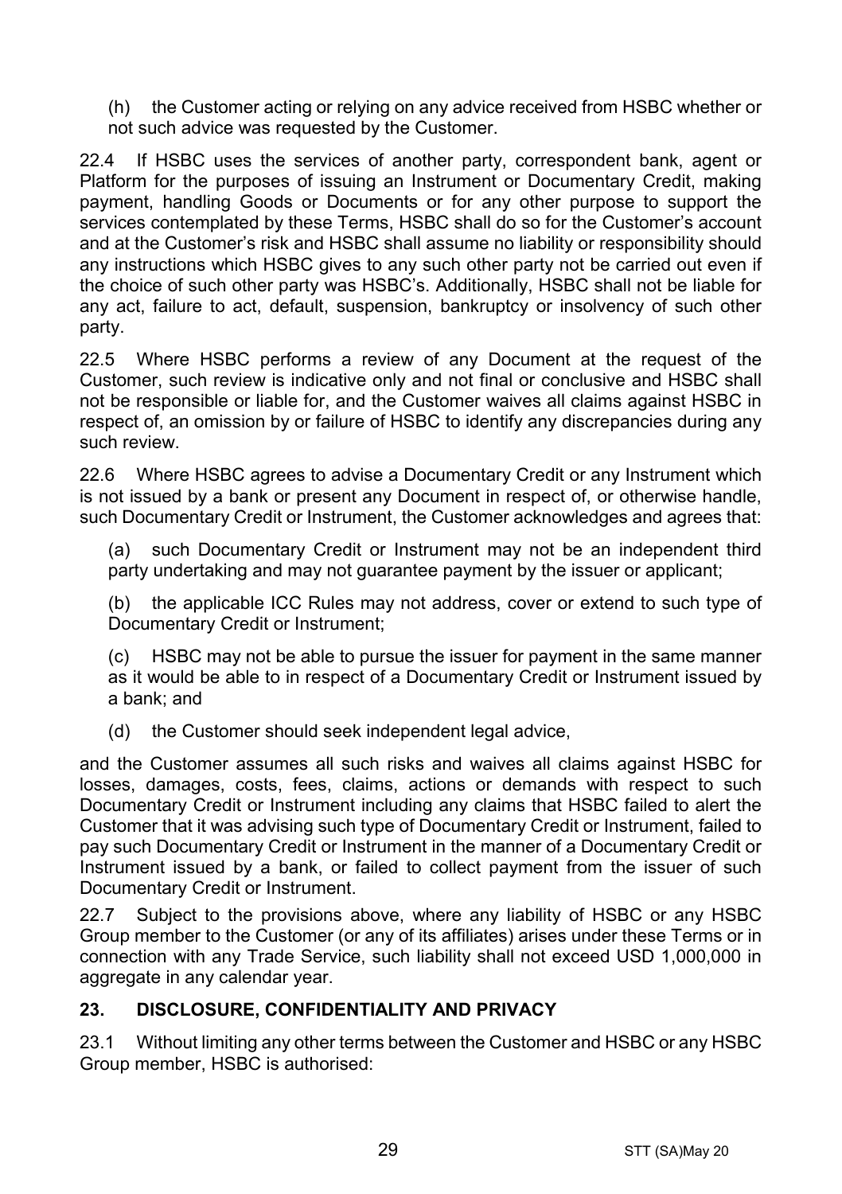(h) the Customer acting or relying on any advice received from HSBC whether or not such advice was requested by the Customer.

22.4 If HSBC uses the services of another party, correspondent bank, agent or Platform for the purposes of issuing an Instrument or Documentary Credit, making payment, handling Goods or Documents or for any other purpose to support the services contemplated by these Terms, HSBC shall do so for the Customer's account and at the Customer's risk and HSBC shall assume no liability or responsibility should any instructions which HSBC gives to any such other party not be carried out even if the choice of such other party was HSBC's. Additionally, HSBC shall not be liable for any act, failure to act, default, suspension, bankruptcy or insolvency of such other party.

22.5 Where HSBC performs a review of any Document at the request of the Customer, such review is indicative only and not final or conclusive and HSBC shall not be responsible or liable for, and the Customer waives all claims against HSBC in respect of, an omission by or failure of HSBC to identify any discrepancies during any such review.

22.6 Where HSBC agrees to advise a Documentary Credit or any Instrument which is not issued by a bank or present any Document in respect of, or otherwise handle, such Documentary Credit or Instrument, the Customer acknowledges and agrees that:

(a) such Documentary Credit or Instrument may not be an independent third party undertaking and may not guarantee payment by the issuer or applicant;

(b) the applicable ICC Rules may not address, cover or extend to such type of Documentary Credit or Instrument;

(c) HSBC may not be able to pursue the issuer for payment in the same manner as it would be able to in respect of a Documentary Credit or Instrument issued by a bank; and

(d) the Customer should seek independent legal advice,

and the Customer assumes all such risks and waives all claims against HSBC for losses, damages, costs, fees, claims, actions or demands with respect to such Documentary Credit or Instrument including any claims that HSBC failed to alert the Customer that it was advising such type of Documentary Credit or Instrument, failed to pay such Documentary Credit or Instrument in the manner of a Documentary Credit or Instrument issued by a bank, or failed to collect payment from the issuer of such Documentary Credit or Instrument.

22.7 Subject to the provisions above, where any liability of HSBC or any HSBC Group member to the Customer (or any of its affiliates) arises under these Terms or in connection with any Trade Service, such liability shall not exceed USD 1,000,000 in aggregate in any calendar year.

## 23. DISCLOSURE, CONFIDENTIALITY AND PRIVACY

23.1 Without limiting any other terms between the Customer and HSBC or any HSBC Group member, HSBC is authorised: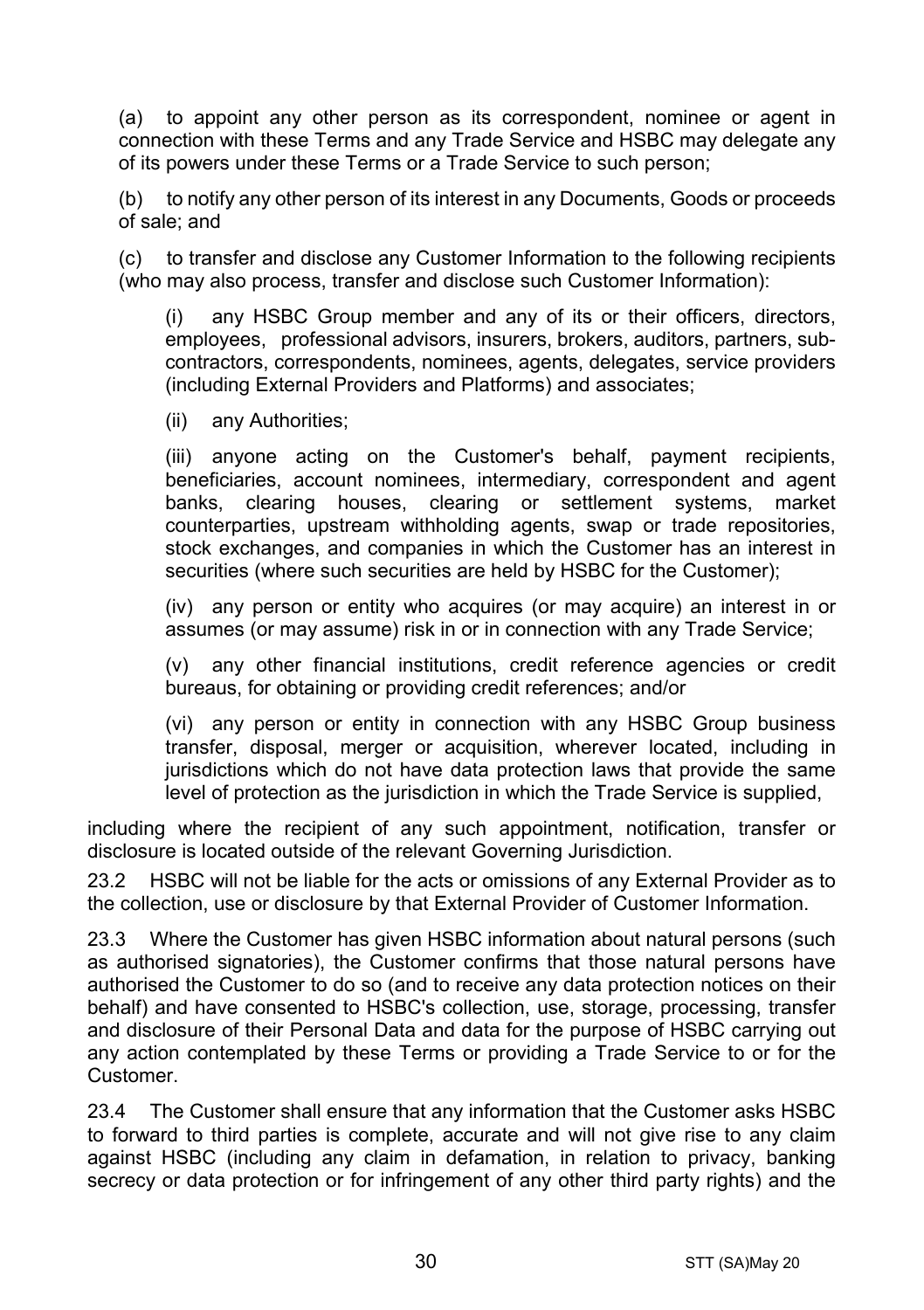(a) to appoint any other person as its correspondent, nominee or agent in connection with these Terms and any Trade Service and HSBC may delegate any of its powers under these Terms or a Trade Service to such person;

(b) to notify any other person of its interest in any Documents, Goods or proceeds of sale; and

(c) to transfer and disclose any Customer Information to the following recipients (who may also process, transfer and disclose such Customer Information):

> (i) any HSBC Group member and any of its or their officers, directors, employees, professional advisors, insurers, brokers, auditors, partners, sub-contractors, correspondents, nominees, agents, delegates, service providers (including External Providers and Platforms) and associates;
>
> (ii) any Authorities;
>
> (iii) anyone acting on the Customer's behalf, payment recipients, beneficiaries, account nominees, intermediary, correspondent and agent banks, clearing houses, clearing or settlement systems, market counterparties, upstream withholding agents, swap or trade repositories, stock exchanges, and companies in which the Customer has an interest in securities (where such securities are held by HSBC for the Customer);
>
> (iv) any person or entity who acquires (or may acquire) an interest in or assumes (or may assume) risk in or in connection with any Trade Service;
>
> (v) any other financial institutions, credit reference agencies or credit bureaus, for obtaining or providing credit references; and/or
>
> (vi) any person or entity in connection with any HSBC Group business transfer, disposal, merger or acquisition, wherever located, including in jurisdictions which do not have data protection laws that provide the same level of protection as the jurisdiction in which the Trade Service is supplied,

including where the recipient of any such appointment, notification, transfer or disclosure is located outside of the relevant Governing Jurisdiction.

23.2 HSBC will not be liable for the acts or omissions of any External Provider as to the collection, use or disclosure by that External Provider of Customer Information.

23.3 Where the Customer has given HSBC information about natural persons (such as authorised signatories), the Customer confirms that those natural persons have authorised the Customer to do so (and to receive any data protection notices on their behalf) and have consented to HSBC's collection, use, storage, processing, transfer and disclosure of their Personal Data and data for the purpose of HSBC carrying out any action contemplated by these Terms or providing a Trade Service to or for the Customer.

23.4 The Customer shall ensure that any information that the Customer asks HSBC to forward to third parties is complete, accurate and will not give rise to any claim against HSBC (including any claim in defamation, in relation to privacy, banking secrecy or data protection or for infringement of any other third party rights) and the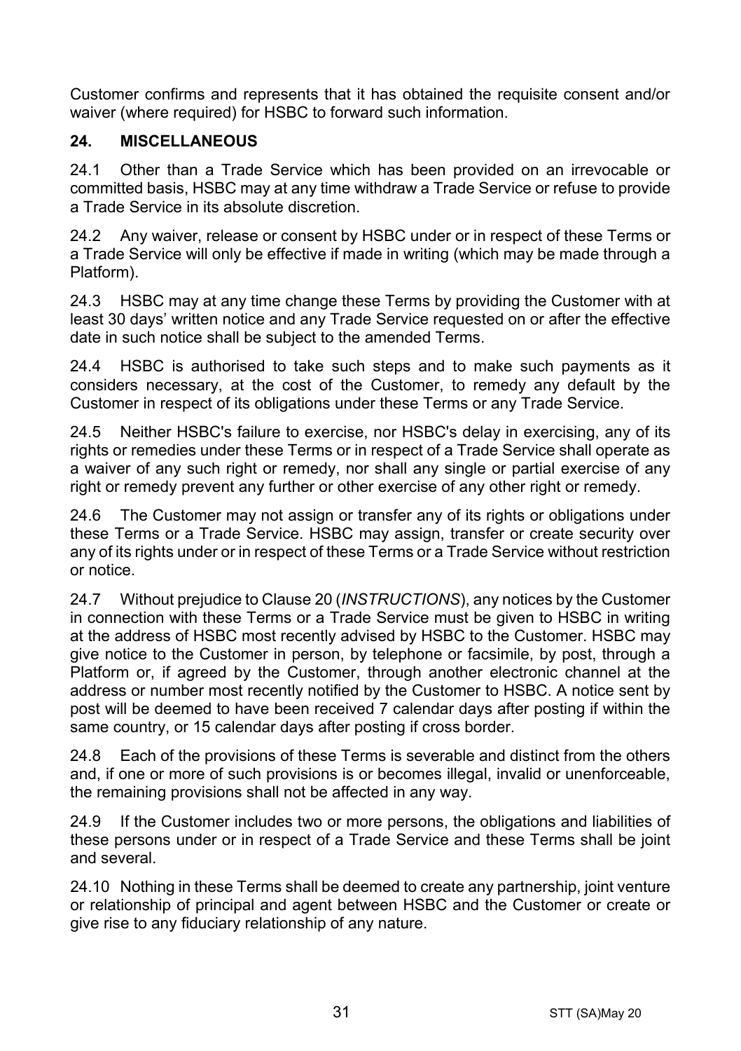Customer confirms and represents that it has obtained the requisite consent and/or waiver (where required) for HSBC to forward such information.

## 24. MISCELLANEOUS

24.1 Other than a Trade Service which has been provided on an irrevocable or committed basis, HSBC may at any time withdraw a Trade Service or refuse to provide a Trade Service in its absolute discretion.

24.2 Any waiver, release or consent by HSBC under or in respect of these Terms or a Trade Service will only be effective if made in writing (which may be made through a Platform).

24.3 HSBC may at any time change these Terms by providing the Customer with at least 30 days' written notice and any Trade Service requested on or after the effective date in such notice shall be subject to the amended Terms.

24.4 HSBC is authorised to take such steps and to make such payments as it considers necessary, at the cost of the Customer, to remedy any default by the Customer in respect of its obligations under these Terms or any Trade Service.

24.5 Neither HSBC's failure to exercise, nor HSBC's delay in exercising, any of its rights or remedies under these Terms or in respect of a Trade Service shall operate as a waiver of any such right or remedy, nor shall any single or partial exercise of any right or remedy prevent any further or other exercise of any other right or remedy.

24.6 The Customer may not assign or transfer any of its rights or obligations under these Terms or a Trade Service. HSBC may assign, transfer or create security over any of its rights under or in respect of these Terms or a Trade Service without restriction or notice.

24.7 Without prejudice to Clause 20 (*INSTRUCTIONS*), any notices by the Customer in connection with these Terms or a Trade Service must be given to HSBC in writing at the address of HSBC most recently advised by HSBC to the Customer. HSBC may give notice to the Customer in person, by telephone or facsimile, by post, through a Platform or, if agreed by the Customer, through another electronic channel at the address or number most recently notified by the Customer to HSBC. A notice sent by post will be deemed to have been received 7 calendar days after posting if within the same country, or 15 calendar days after posting if cross border.

24.8 Each of the provisions of these Terms is severable and distinct from the others and, if one or more of such provisions is or becomes illegal, invalid or unenforceable, the remaining provisions shall not be affected in any way.

24.9 If the Customer includes two or more persons, the obligations and liabilities of these persons under or in respect of a Trade Service and these Terms shall be joint and several.

24.10 Nothing in these Terms shall be deemed to create any partnership, joint venture or relationship of principal and agent between HSBC and the Customer or create or give rise to any fiduciary relationship of any nature.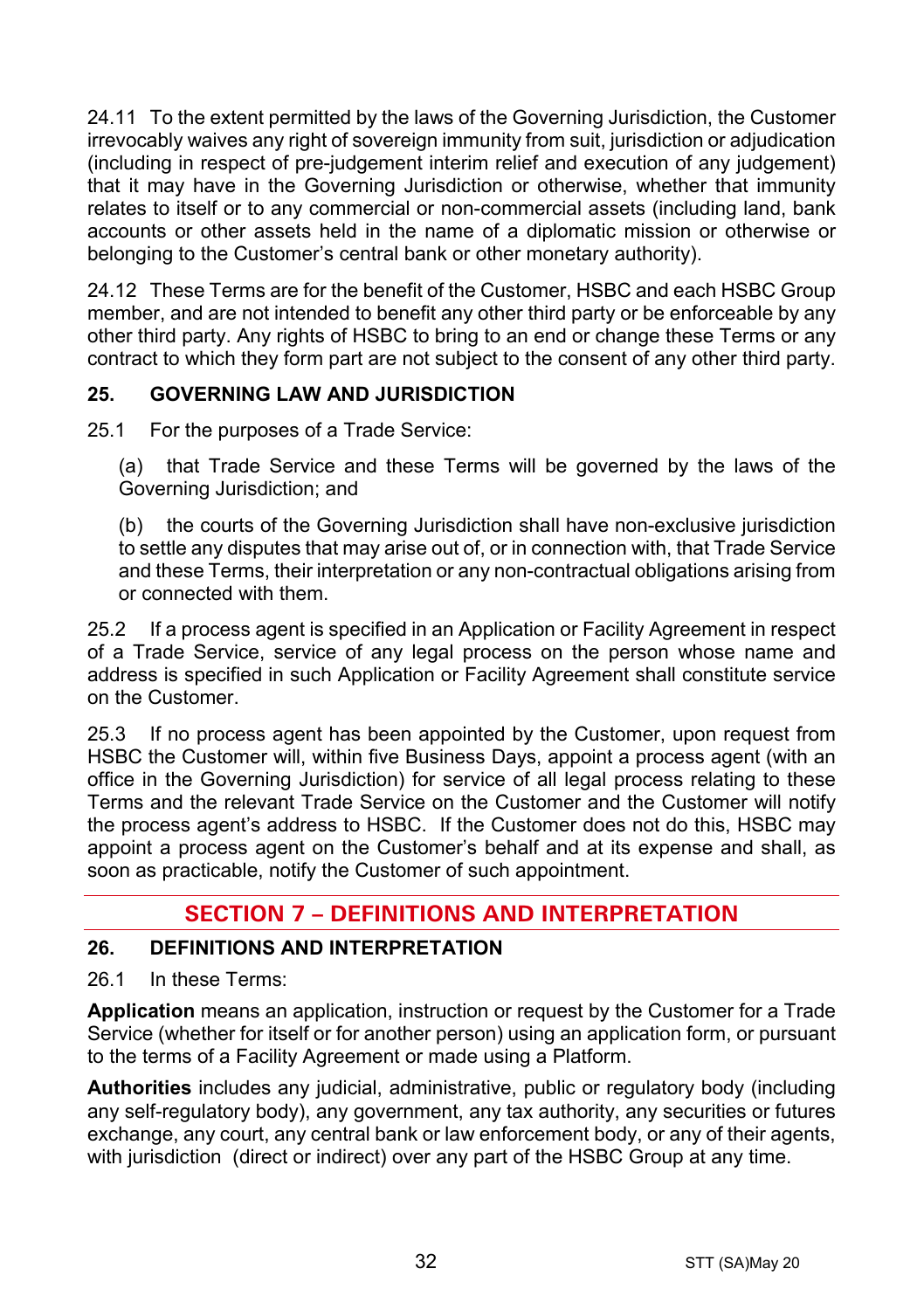24.11 To the extent permitted by the laws of the Governing Jurisdiction, the Customer irrevocably waives any right of sovereign immunity from suit, jurisdiction or adjudication (including in respect of pre-judgement interim relief and execution of any judgement) that it may have in the Governing Jurisdiction or otherwise, whether that immunity relates to itself or to any commercial or non-commercial assets (including land, bank accounts or other assets held in the name of a diplomatic mission or otherwise or belonging to the Customer's central bank or other monetary authority).

24.12 These Terms are for the benefit of the Customer, HSBC and each HSBC Group member, and are not intended to benefit any other third party or be enforceable by any other third party. Any rights of HSBC to bring to an end or change these Terms or any contract to which they form part are not subject to the consent of any other third party.

### 25. GOVERNING LAW AND JURISDICTION

25.1 For the purposes of a Trade Service:

(a) that Trade Service and these Terms will be governed by the laws of the Governing Jurisdiction; and

(b) the courts of the Governing Jurisdiction shall have non-exclusive jurisdiction to settle any disputes that may arise out of, or in connection with, that Trade Service and these Terms, their interpretation or any non-contractual obligations arising from or connected with them.

25.2 If a process agent is specified in an Application or Facility Agreement in respect of a Trade Service, service of any legal process on the person whose name and address is specified in such Application or Facility Agreement shall constitute service on the Customer.

25.3 If no process agent has been appointed by the Customer, upon request from HSBC the Customer will, within five Business Days, appoint a process agent (with an office in the Governing Jurisdiction) for service of all legal process relating to these Terms and the relevant Trade Service on the Customer and the Customer will notify the process agent's address to HSBC. If the Customer does not do this, HSBC may appoint a process agent on the Customer's behalf and at its expense and shall, as soon as practicable, notify the Customer of such appointment.

## SECTION 7 – DEFINITIONS AND INTERPRETATION

### 26. DEFINITIONS AND INTERPRETATION

26.1 In these Terms:

**Application** means an application, instruction or request by the Customer for a Trade Service (whether for itself or for another person) using an application form, or pursuant to the terms of a Facility Agreement or made using a Platform.

**Authorities** includes any judicial, administrative, public or regulatory body (including any self-regulatory body), any government, any tax authority, any securities or futures exchange, any court, any central bank or law enforcement body, or any of their agents, with jurisdiction (direct or indirect) over any part of the HSBC Group at any time.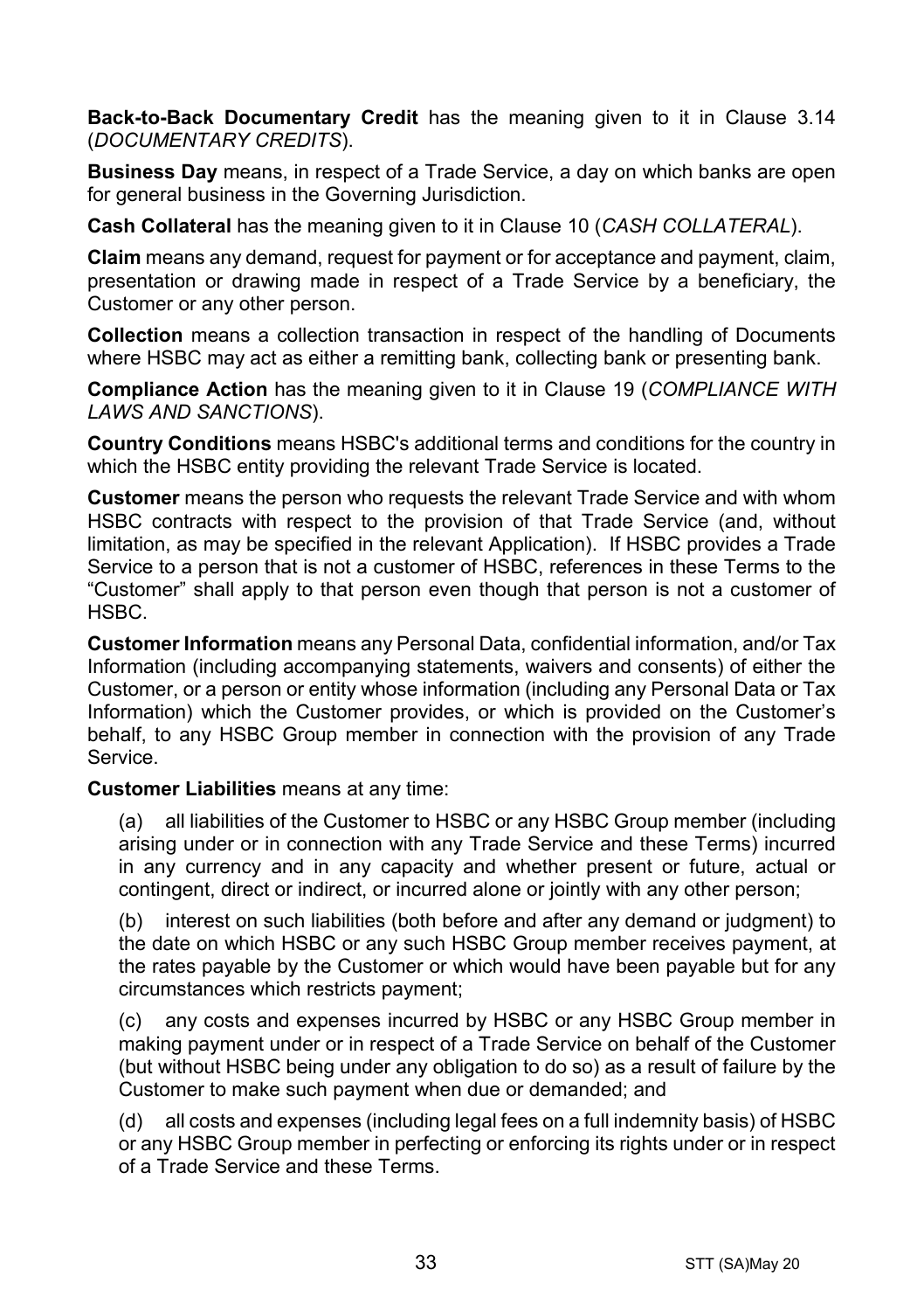**Back-to-Back Documentary Credit** has the meaning given to it in Clause 3.14 (*DOCUMENTARY CREDITS*).

**Business Day** means, in respect of a Trade Service, a day on which banks are open for general business in the Governing Jurisdiction.

**Cash Collateral** has the meaning given to it in Clause 10 (*CASH COLLATERAL*).

**Claim** means any demand, request for payment or for acceptance and payment, claim, presentation or drawing made in respect of a Trade Service by a beneficiary, the Customer or any other person.

**Collection** means a collection transaction in respect of the handling of Documents where HSBC may act as either a remitting bank, collecting bank or presenting bank.

**Compliance Action** has the meaning given to it in Clause 19 (*COMPLIANCE WITH LAWS AND SANCTIONS*).

**Country Conditions** means HSBC's additional terms and conditions for the country in which the HSBC entity providing the relevant Trade Service is located.

**Customer** means the person who requests the relevant Trade Service and with whom HSBC contracts with respect to the provision of that Trade Service (and, without limitation, as may be specified in the relevant Application). If HSBC provides a Trade Service to a person that is not a customer of HSBC, references in these Terms to the "Customer" shall apply to that person even though that person is not a customer of HSBC.

**Customer Information** means any Personal Data, confidential information, and/or Tax Information (including accompanying statements, waivers and consents) of either the Customer, or a person or entity whose information (including any Personal Data or Tax Information) which the Customer provides, or which is provided on the Customer's behalf, to any HSBC Group member in connection with the provision of any Trade Service.

**Customer Liabilities** means at any time:

(a) all liabilities of the Customer to HSBC or any HSBC Group member (including arising under or in connection with any Trade Service and these Terms) incurred in any currency and in any capacity and whether present or future, actual or contingent, direct or indirect, or incurred alone or jointly with any other person;

(b) interest on such liabilities (both before and after any demand or judgment) to the date on which HSBC or any such HSBC Group member receives payment, at the rates payable by the Customer or which would have been payable but for any circumstances which restricts payment;

(c) any costs and expenses incurred by HSBC or any HSBC Group member in making payment under or in respect of a Trade Service on behalf of the Customer (but without HSBC being under any obligation to do so) as a result of failure by the Customer to make such payment when due or demanded; and

(d) all costs and expenses (including legal fees on a full indemnity basis) of HSBC or any HSBC Group member in perfecting or enforcing its rights under or in respect of a Trade Service and these Terms.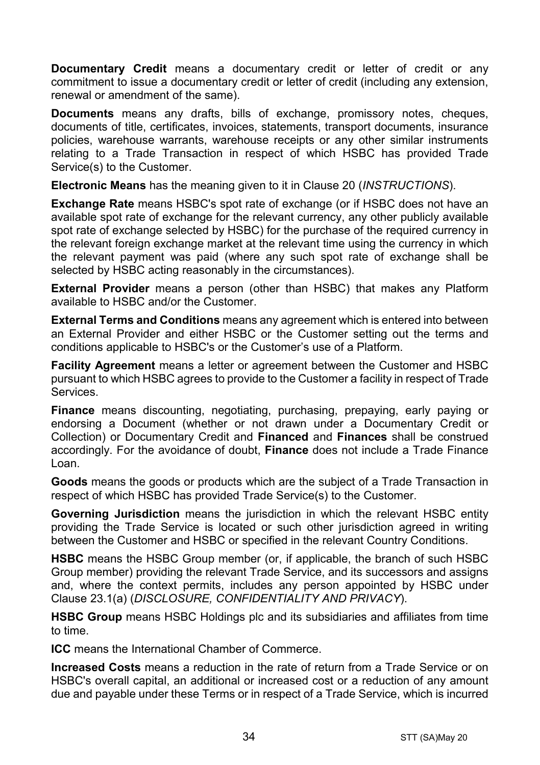**Documentary Credit** means a documentary credit or letter of credit or any commitment to issue a documentary credit or letter of credit (including any extension, renewal or amendment of the same).

**Documents** means any drafts, bills of exchange, promissory notes, cheques, documents of title, certificates, invoices, statements, transport documents, insurance policies, warehouse warrants, warehouse receipts or any other similar instruments relating to a Trade Transaction in respect of which HSBC has provided Trade Service(s) to the Customer.

**Electronic Means** has the meaning given to it in Clause 20 (*INSTRUCTIONS*).

**Exchange Rate** means HSBC's spot rate of exchange (or if HSBC does not have an available spot rate of exchange for the relevant currency, any other publicly available spot rate of exchange selected by HSBC) for the purchase of the required currency in the relevant foreign exchange market at the relevant time using the currency in which the relevant payment was paid (where any such spot rate of exchange shall be selected by HSBC acting reasonably in the circumstances).

**External Provider** means a person (other than HSBC) that makes any Platform available to HSBC and/or the Customer.

**External Terms and Conditions** means any agreement which is entered into between an External Provider and either HSBC or the Customer setting out the terms and conditions applicable to HSBC's or the Customer's use of a Platform.

**Facility Agreement** means a letter or agreement between the Customer and HSBC pursuant to which HSBC agrees to provide to the Customer a facility in respect of Trade Services.

**Finance** means discounting, negotiating, purchasing, prepaying, early paying or endorsing a Document (whether or not drawn under a Documentary Credit or Collection) or Documentary Credit and **Financed** and **Finances** shall be construed accordingly. For the avoidance of doubt, **Finance** does not include a Trade Finance Loan.

**Goods** means the goods or products which are the subject of a Trade Transaction in respect of which HSBC has provided Trade Service(s) to the Customer.

**Governing Jurisdiction** means the jurisdiction in which the relevant HSBC entity providing the Trade Service is located or such other jurisdiction agreed in writing between the Customer and HSBC or specified in the relevant Country Conditions.

**HSBC** means the HSBC Group member (or, if applicable, the branch of such HSBC Group member) providing the relevant Trade Service, and its successors and assigns and, where the context permits, includes any person appointed by HSBC under Clause 23.1(a) (*DISCLOSURE, CONFIDENTIALITY AND PRIVACY*).

**HSBC Group** means HSBC Holdings plc and its subsidiaries and affiliates from time to time.

**ICC** means the International Chamber of Commerce.

**Increased Costs** means a reduction in the rate of return from a Trade Service or on HSBC's overall capital, an additional or increased cost or a reduction of any amount due and payable under these Terms or in respect of a Trade Service, which is incurred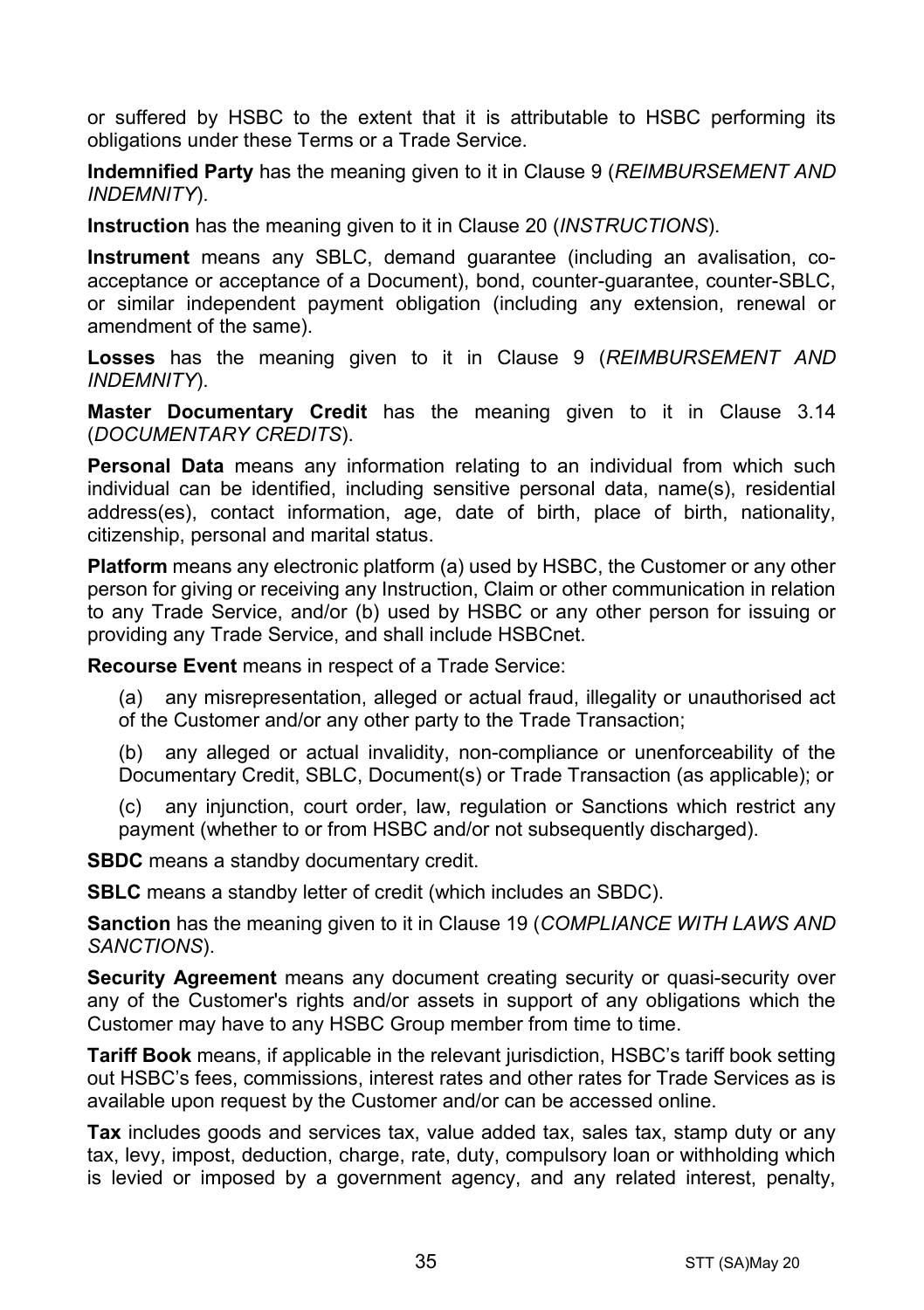or suffered by HSBC to the extent that it is attributable to HSBC performing its obligations under these Terms or a Trade Service.

**Indemnified Party** has the meaning given to it in Clause 9 (*REIMBURSEMENT AND INDEMNITY*).

**Instruction** has the meaning given to it in Clause 20 (*INSTRUCTIONS*).

**Instrument** means any SBLC, demand guarantee (including an avalisation, co-acceptance or acceptance of a Document), bond, counter-guarantee, counter-SBLC, or similar independent payment obligation (including any extension, renewal or amendment of the same).

**Losses** has the meaning given to it in Clause 9 (*REIMBURSEMENT AND INDEMNITY*).

**Master Documentary Credit** has the meaning given to it in Clause 3.14 (*DOCUMENTARY CREDITS*).

**Personal Data** means any information relating to an individual from which such individual can be identified, including sensitive personal data, name(s), residential address(es), contact information, age, date of birth, place of birth, nationality, citizenship, personal and marital status.

**Platform** means any electronic platform (a) used by HSBC, the Customer or any other person for giving or receiving any Instruction, Claim or other communication in relation to any Trade Service, and/or (b) used by HSBC or any other person for issuing or providing any Trade Service, and shall include HSBCnet.

**Recourse Event** means in respect of a Trade Service:

(a) any misrepresentation, alleged or actual fraud, illegality or unauthorised act of the Customer and/or any other party to the Trade Transaction;

(b) any alleged or actual invalidity, non-compliance or unenforceability of the Documentary Credit, SBLC, Document(s) or Trade Transaction (as applicable); or

(c) any injunction, court order, law, regulation or Sanctions which restrict any payment (whether to or from HSBC and/or not subsequently discharged).

**SBDC** means a standby documentary credit.

**SBLC** means a standby letter of credit (which includes an SBDC).

**Sanction** has the meaning given to it in Clause 19 (*COMPLIANCE WITH LAWS AND SANCTIONS*).

**Security Agreement** means any document creating security or quasi-security over any of the Customer's rights and/or assets in support of any obligations which the Customer may have to any HSBC Group member from time to time.

**Tariff Book** means, if applicable in the relevant jurisdiction, HSBC's tariff book setting out HSBC's fees, commissions, interest rates and other rates for Trade Services as is available upon request by the Customer and/or can be accessed online.

**Tax** includes goods and services tax, value added tax, sales tax, stamp duty or any tax, levy, impost, deduction, charge, rate, duty, compulsory loan or withholding which is levied or imposed by a government agency, and any related interest, penalty,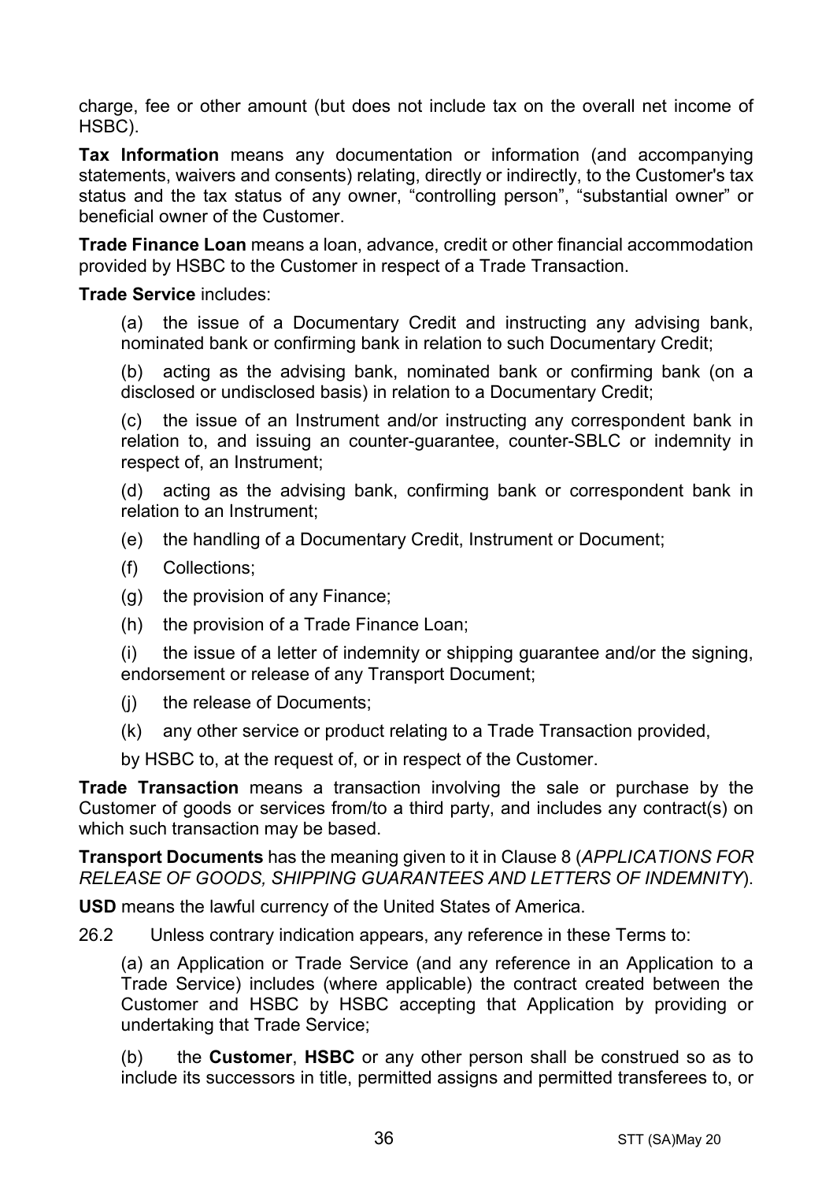charge, fee or other amount (but does not include tax on the overall net income of HSBC).

**Tax Information** means any documentation or information (and accompanying statements, waivers and consents) relating, directly or indirectly, to the Customer's tax status and the tax status of any owner, "controlling person", "substantial owner" or beneficial owner of the Customer.

**Trade Finance Loan** means a loan, advance, credit or other financial accommodation provided by HSBC to the Customer in respect of a Trade Transaction.

**Trade Service** includes:

(a) the issue of a Documentary Credit and instructing any advising bank, nominated bank or confirming bank in relation to such Documentary Credit;

(b) acting as the advising bank, nominated bank or confirming bank (on a disclosed or undisclosed basis) in relation to a Documentary Credit;

(c) the issue of an Instrument and/or instructing any correspondent bank in relation to, and issuing an counter-guarantee, counter-SBLC or indemnity in respect of, an Instrument;

(d) acting as the advising bank, confirming bank or correspondent bank in relation to an Instrument;

(e) the handling of a Documentary Credit, Instrument or Document;

(f) Collections;

(g) the provision of any Finance;

(h) the provision of a Trade Finance Loan;

(i) the issue of a letter of indemnity or shipping guarantee and/or the signing, endorsement or release of any Transport Document;

(j) the release of Documents;

(k) any other service or product relating to a Trade Transaction provided,

by HSBC to, at the request of, or in respect of the Customer.

**Trade Transaction** means a transaction involving the sale or purchase by the Customer of goods or services from/to a third party, and includes any contract(s) on which such transaction may be based.

**Transport Documents** has the meaning given to it in Clause 8 (*APPLICATIONS FOR RELEASE OF GOODS, SHIPPING GUARANTEES AND LETTERS OF INDEMNITY*).

**USD** means the lawful currency of the United States of America.

26.2 Unless contrary indication appears, any reference in these Terms to:

(a) an Application or Trade Service (and any reference in an Application to a Trade Service) includes (where applicable) the contract created between the Customer and HSBC by HSBC accepting that Application by providing or undertaking that Trade Service;

(b) the **Customer**, **HSBC** or any other person shall be construed so as to include its successors in title, permitted assigns and permitted transferees to, or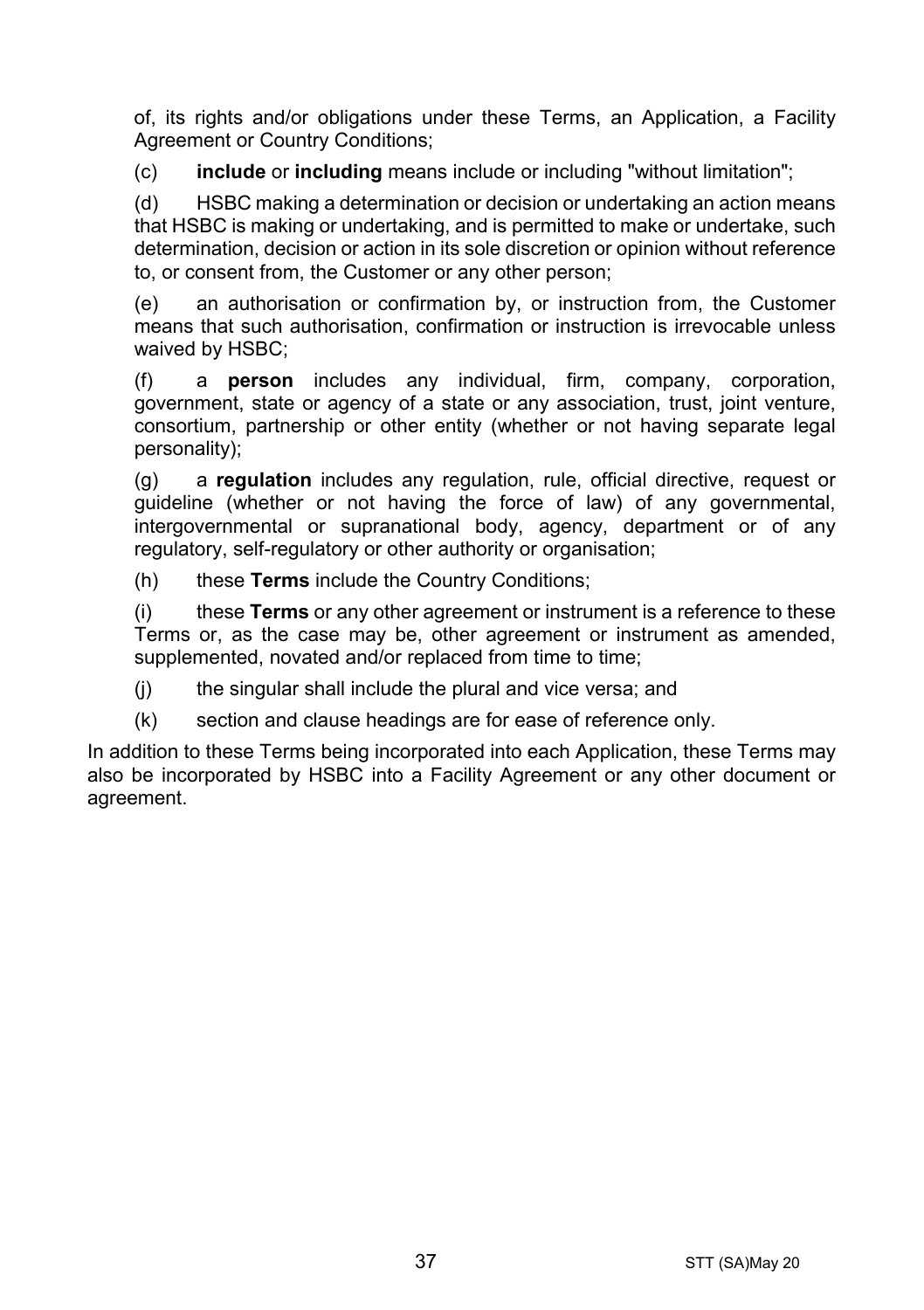of, its rights and/or obligations under these Terms, an Application, a Facility Agreement or Country Conditions;

(c) **include** or **including** means include or including "without limitation";

(d) HSBC making a determination or decision or undertaking an action means that HSBC is making or undertaking, and is permitted to make or undertake, such determination, decision or action in its sole discretion or opinion without reference to, or consent from, the Customer or any other person;

(e) an authorisation or confirmation by, or instruction from, the Customer means that such authorisation, confirmation or instruction is irrevocable unless waived by HSBC;

(f) a **person** includes any individual, firm, company, corporation, government, state or agency of a state or any association, trust, joint venture, consortium, partnership or other entity (whether or not having separate legal personality);

(g) a **regulation** includes any regulation, rule, official directive, request or guideline (whether or not having the force of law) of any governmental, intergovernmental or supranational body, agency, department or of any regulatory, self-regulatory or other authority or organisation;

(h) these **Terms** include the Country Conditions;

(i) these **Terms** or any other agreement or instrument is a reference to these Terms or, as the case may be, other agreement or instrument as amended, supplemented, novated and/or replaced from time to time;

(j) the singular shall include the plural and vice versa; and

(k) section and clause headings are for ease of reference only.

In addition to these Terms being incorporated into each Application, these Terms may also be incorporated by HSBC into a Facility Agreement or any other document or agreement.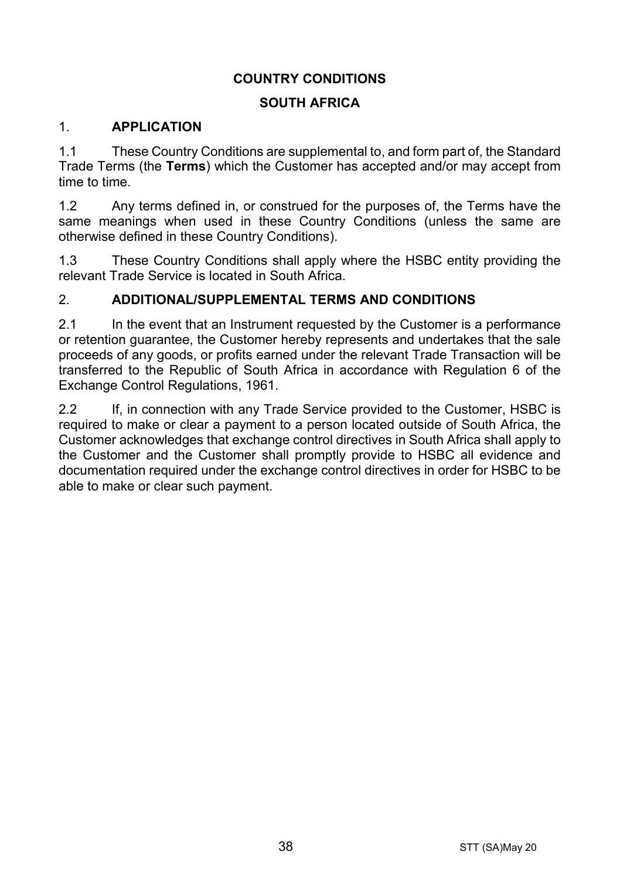# COUNTRY CONDITIONS

## SOUTH AFRICA

### 1. APPLICATION

1.1 These Country Conditions are supplemental to, and form part of, the Standard Trade Terms (the **Terms**) which the Customer has accepted and/or may accept from time to time.

1.2 Any terms defined in, or construed for the purposes of, the Terms have the same meanings when used in these Country Conditions (unless the same are otherwise defined in these Country Conditions).

1.3 These Country Conditions shall apply where the HSBC entity providing the relevant Trade Service is located in South Africa.

### 2. ADDITIONAL/SUPPLEMENTAL TERMS AND CONDITIONS

2.1 In the event that an Instrument requested by the Customer is a performance or retention guarantee, the Customer hereby represents and undertakes that the sale proceeds of any goods, or profits earned under the relevant Trade Transaction will be transferred to the Republic of South Africa in accordance with Regulation 6 of the Exchange Control Regulations, 1961.

2.2 If, in connection with any Trade Service provided to the Customer, HSBC is required to make or clear a payment to a person located outside of South Africa, the Customer acknowledges that exchange control directives in South Africa shall apply to the Customer and the Customer shall promptly provide to HSBC all evidence and documentation required under the exchange control directives in order for HSBC to be able to make or clear such payment.